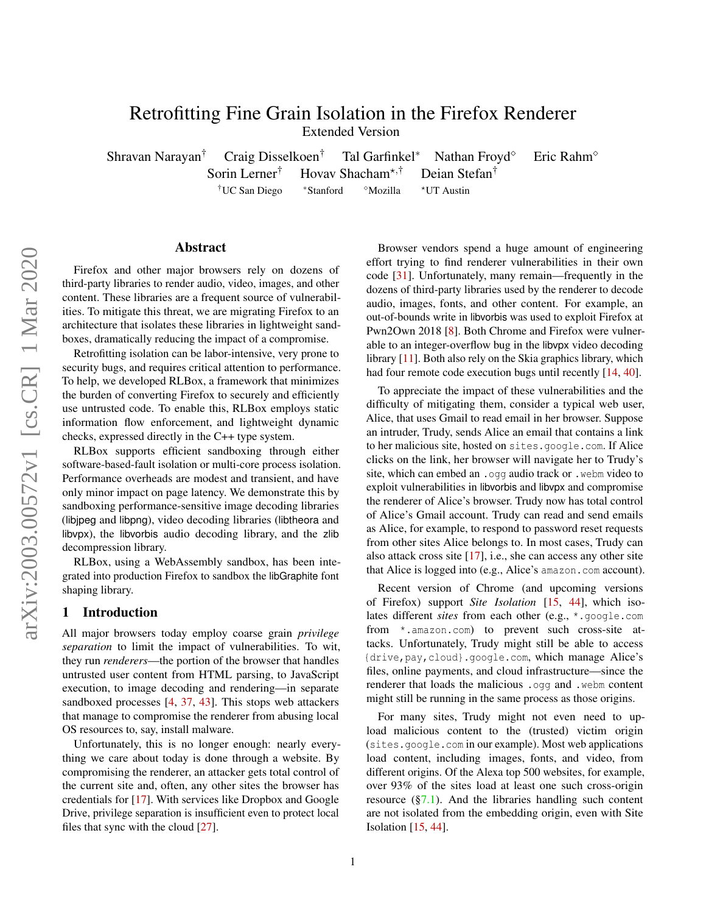# Retrofitting Fine Grain Isolation in the Firefox Renderer

Extended Version

Shravan Narayan[†] Craig Disselkoen[†] Tal Garfinkel[*] Nathan Froyd[◇] Eric Rahm[◇]
Sorin Lerner[†] Hovav Shacham[⋆,†] Deian Stefan[†]

[†]UC San Diego [*]Stanford [◇]Mozilla [⋆]UT Austin

## Abstract

Firefox and other major browsers rely on dozens of third-party libraries to render audio, video, images, and other content. These libraries are a frequent source of vulnerabilities. To mitigate this threat, we are migrating Firefox to an architecture that isolates these libraries in lightweight sandboxes, dramatically reducing the impact of a compromise.

Retrofitting isolation can be labor-intensive, very prone to security bugs, and requires critical attention to performance. To help, we developed RLBox, a framework that minimizes the burden of converting Firefox to securely and efficiently use untrusted code. To enable this, RLBox employs static information flow enforcement, and lightweight dynamic checks, expressed directly in the C++ type system.

RLBox supports efficient sandboxing through either software-based-fault isolation or multi-core process isolation. Performance overheads are modest and transient, and have only minor impact on page latency. We demonstrate this by sandboxing performance-sensitive image decoding libraries (libjpeg and libpng), video decoding libraries (libtheora and libvpx), the libvorbis audio decoding library, and the zlib decompression library.

RLBox, using a WebAssembly sandbox, has been integrated into production Firefox to sandbox the libGraphite font shaping library.

## 1 Introduction

All major browsers today employ coarse grain *privilege separation* to limit the impact of vulnerabilities. To wit, they run *renderers*—the portion of the browser that handles untrusted user content from HTML parsing, to JavaScript execution, to image decoding and rendering—in separate sandboxed processes [4, 37, 43]. This stops web attackers that manage to compromise the renderer from abusing local OS resources to, say, install malware.

Unfortunately, this is no longer enough: nearly everything we care about today is done through a website. By compromising the renderer, an attacker gets total control of the current site and, often, any other sites the browser has credentials for [17]. With services like Dropbox and Google Drive, privilege separation is insufficient even to protect local files that sync with the cloud [27].

Browser vendors spend a huge amount of engineering effort trying to find renderer vulnerabilities in their own code [31]. Unfortunately, many remain—frequently in the dozens of third-party libraries used by the renderer to decode audio, images, fonts, and other content. For example, an out-of-bounds write in libvorbis was used to exploit Firefox at Pwn2Own 2018 [8]. Both Chrome and Firefox were vulnerable to an integer-overflow bug in the libvpx video decoding library [11]. Both also rely on the Skia graphics library, which had four remote code execution bugs until recently [14, 40].

To appreciate the impact of these vulnerabilities and the difficulty of mitigating them, consider a typical web user, Alice, that uses Gmail to read email in her browser. Suppose an intruder, Trudy, sends Alice an email that contains a link to her malicious site, hosted on `sites.google.com`. If Alice clicks on the link, her browser will navigate her to Trudy's site, which can embed an `.ogg` audio track or `.webm` video to exploit vulnerabilities in libvorbis and libvpx and compromise the renderer of Alice's browser. Trudy now has total control of Alice's Gmail account. Trudy can read and send emails as Alice, for example, to respond to password reset requests from other sites Alice belongs to. In most cases, Trudy can also attack cross site [17], i.e., she can access any other site that Alice is logged into (e.g., Alice's `amazon.com` account).

Recent version of Chrome (and upcoming versions of Firefox) support *Site Isolation* [15, 44], which isolates different *sites* from each other (e.g., `*.google.com` from `*.amazon.com`) to prevent such cross-site attacks. Unfortunately, Trudy might still be able to access `{drive,pay,cloud}.google.com`, which manage Alice's files, online payments, and cloud infrastructure—since the renderer that loads the malicious `.ogg` and `.webm` content might still be running in the same process as those origins.

For many sites, Trudy might not even need to upload malicious content to the (trusted) victim origin (`sites.google.com` in our example). Most web applications load content, including images, fonts, and video, from different origins. Of the Alexa top 500 websites, for example, over 93% of the sites load at least one such cross-origin resource (§7.1). And the libraries handling such content are not isolated from the embedding origin, even with Site Isolation [15, 44].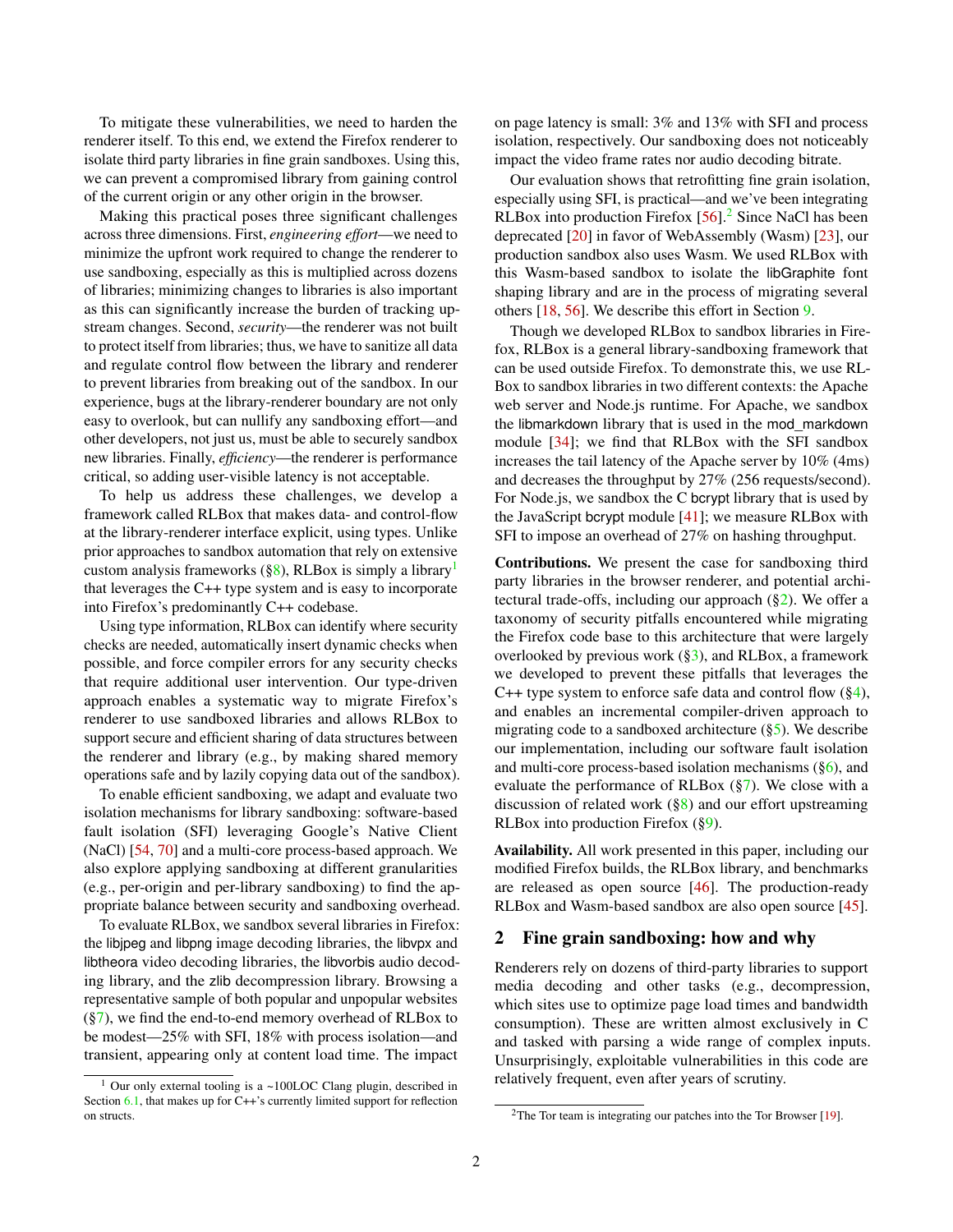To mitigate these vulnerabilities, we need to harden the renderer itself. To this end, we extend the Firefox renderer to isolate third party libraries in fine grain sandboxes. Using this, we can prevent a compromised library from gaining control of the current origin or any other origin in the browser.

Making this practical poses three significant challenges across three dimensions. First, *engineering effort*—we need to minimize the upfront work required to change the renderer to use sandboxing, especially as this is multiplied across dozens of libraries; minimizing changes to libraries is also important as this can significantly increase the burden of tracking upstream changes. Second, *security*—the renderer was not built to protect itself from libraries; thus, we have to sanitize all data and regulate control flow between the library and renderer to prevent libraries from breaking out of the sandbox. In our experience, bugs at the library-renderer boundary are not only easy to overlook, but can nullify any sandboxing effort—and other developers, not just us, must be able to securely sandbox new libraries. Finally, *efficiency*—the renderer is performance critical, so adding user-visible latency is not acceptable.

To help us address these challenges, we develop a framework called RLBox that makes data- and control-flow at the library-renderer interface explicit, using types. Unlike prior approaches to sandbox automation that rely on extensive custom analysis frameworks (§8), RLBox is simply a library[1] that leverages the C++ type system and is easy to incorporate into Firefox's predominantly C++ codebase.

Using type information, RLBox can identify where security checks are needed, automatically insert dynamic checks when possible, and force compiler errors for any security checks that require additional user intervention. Our type-driven approach enables a systematic way to migrate Firefox's renderer to use sandboxed libraries and allows RLBox to support secure and efficient sharing of data structures between the renderer and library (e.g., by making shared memory operations safe and by lazily copying data out of the sandbox).

To enable efficient sandboxing, we adapt and evaluate two isolation mechanisms for library sandboxing: software-based fault isolation (SFI) leveraging Google's Native Client (NaCl) [54, 70] and a multi-core process-based approach. We also explore applying sandboxing at different granularities (e.g., per-origin and per-library sandboxing) to find the appropriate balance between security and sandboxing overhead.

To evaluate RLBox, we sandbox several libraries in Firefox: the libjpeg and libpng image decoding libraries, the libvpx and libtheora video decoding libraries, the libvorbis audio decoding library, and the zlib decompression library. Browsing a representative sample of both popular and unpopular websites (§7), we find the end-to-end memory overhead of RLBox to be modest—25% with SFI, 18% with process isolation—and transient, appearing only at content load time. The impact on page latency is small: 3% and 13% with SFI and process isolation, respectively. Our sandboxing does not noticeably impact the video frame rates nor audio decoding bitrate.

Our evaluation shows that retrofitting fine grain isolation, especially using SFI, is practical—and we've been integrating RLBox into production Firefox [56].[2] Since NaCl has been deprecated [20] in favor of WebAssembly (Wasm) [23], our production sandbox also uses Wasm. We used RLBox with this Wasm-based sandbox to isolate the libGraphite font shaping library and are in the process of migrating several others [18, 56]. We describe this effort in Section 9.

Though we developed RLBox to sandbox libraries in Firefox, RLBox is a general library-sandboxing framework that can be used outside Firefox. To demonstrate this, we use RLBox to sandbox libraries in two different contexts: the Apache web server and Node.js runtime. For Apache, we sandbox the libmarkdown library that is used in the mod_markdown module [34]; we find that RLBox with the SFI sandbox increases the tail latency of the Apache server by 10% (4ms) and decreases the throughput by 27% (256 requests/second). For Node.js, we sandbox the C bcrypt library that is used by the JavaScript bcrypt module [41]; we measure RLBox with SFI to impose an overhead of 27% on hashing throughput.

**Contributions.** We present the case for sandboxing third party libraries in the browser renderer, and potential architectural trade-offs, including our approach (§2). We offer a taxonomy of security pitfalls encountered while migrating the Firefox code base to this architecture that were largely overlooked by previous work (§3), and RLBox, a framework we developed to prevent these pitfalls that leverages the C++ type system to enforce safe data and control flow (§4), and enables an incremental compiler-driven approach to migrating code to a sandboxed architecture (§5). We describe our implementation, including our software fault isolation and multi-core process-based isolation mechanisms (§6), and evaluate the performance of RLBox (§7). We close with a discussion of related work (§8) and our effort upstreaming RLBox into production Firefox (§9).

**Availability.** All work presented in this paper, including our modified Firefox builds, the RLBox library, and benchmarks are released as open source [46]. The production-ready RLBox and Wasm-based sandbox are also open source [45].

## 2 Fine grain sandboxing: how and why

Renderers rely on dozens of third-party libraries to support media decoding and other tasks (e.g., decompression, which sites use to optimize page load times and bandwidth consumption). These are written almost exclusively in C and tasked with parsing a wide range of complex inputs. Unsurprisingly, exploitable vulnerabilities in this code are relatively frequent, even after years of scrutiny.

---

[1] Our only external tooling is a ~100LOC Clang plugin, described in Section 6.1, that makes up for C++'s currently limited support for reflection on structs.

[2] The Tor team is integrating our patches into the Tor Browser [19].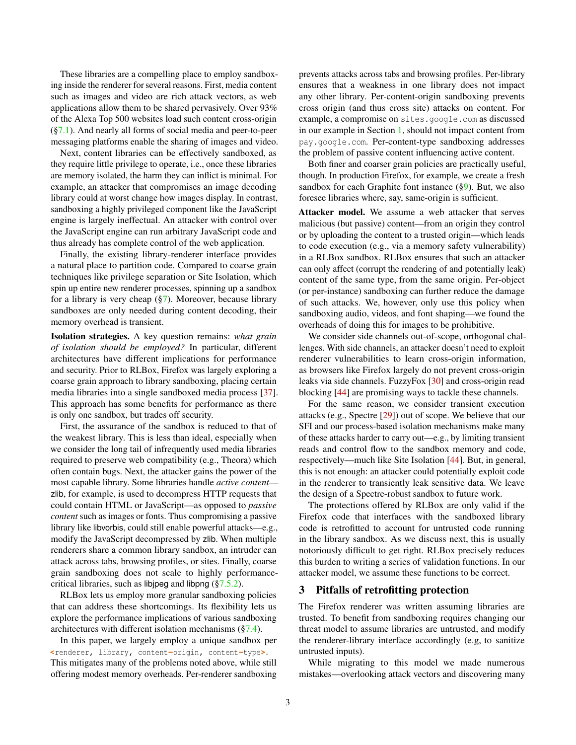These libraries are a compelling place to employ sandboxing inside the renderer for several reasons. First, media content such as images and video are rich attack vectors, as web applications allow them to be shared pervasively. Over 93% of the Alexa Top 500 websites load such content cross-origin (§7.1). And nearly all forms of social media and peer-to-peer messaging platforms enable the sharing of images and video.

Next, content libraries can be effectively sandboxed, as they require little privilege to operate, i.e., once these libraries are memory isolated, the harm they can inflict is minimal. For example, an attacker that compromises an image decoding library could at worst change how images display. In contrast, sandboxing a highly privileged component like the JavaScript engine is largely ineffectual. An attacker with control over the JavaScript engine can run arbitrary JavaScript code and thus already has complete control of the web application.

Finally, the existing library-renderer interface provides a natural place to partition code. Compared to coarse grain techniques like privilege separation or Site Isolation, which spin up entire new renderer processes, spinning up a sandbox for a library is very cheap (§7). Moreover, because library sandboxes are only needed during content decoding, their memory overhead is transient.

**Isolation strategies.** A key question remains: *what grain of isolation should be employed?* In particular, different architectures have different implications for performance and security. Prior to RLBox, Firefox was largely exploring a coarse grain approach to library sandboxing, placing certain media libraries into a single sandboxed media process [37]. This approach has some benefits for performance as there is only one sandbox, but trades off security.

First, the assurance of the sandbox is reduced to that of the weakest library. This is less than ideal, especially when we consider the long tail of infrequently used media libraries required to preserve web compatibility (e.g., Theora) which often contain bugs. Next, the attacker gains the power of the most capable library. Some libraries handle *active content*—zlib, for example, is used to decompress HTTP requests that could contain HTML or JavaScript—as opposed to *passive content* such as images or fonts. Thus compromising a passive library like libvorbis, could still enable powerful attacks—e.g., modify the JavaScript decompressed by zlib. When multiple renderers share a common library sandbox, an intruder can attack across tabs, browsing profiles, or sites. Finally, coarse grain sandboxing does not scale to highly performance-critical libraries, such as libjpeg and libpng (§7.5.2).

RLBox lets us employ more granular sandboxing policies that can address these shortcomings. Its flexibility lets us explore the performance implications of various sandboxing architectures with different isolation mechanisms (§7.4).

In this paper, we largely employ a unique sandbox per `<renderer, library, content-origin, content-type>`. This mitigates many of the problems noted above, while still offering modest memory overheads. Per-renderer sandboxing prevents attacks across tabs and browsing profiles. Per-library ensures that a weakness in one library does not impact any other library. Per-content-origin sandboxing prevents cross origin (and thus cross site) attacks on content. For example, a compromise on `sites.google.com` as discussed in our example in Section 1, should not impact content from `pay.google.com`. Per-content-type sandboxing addresses the problem of passive content influencing active content.

Both finer and coarser grain policies are practically useful, though. In production Firefox, for example, we create a fresh sandbox for each Graphite font instance (§9). But, we also foresee libraries where, say, same-origin is sufficient.

**Attacker model.** We assume a web attacker that serves malicious (but passive) content—from an origin they control or by uploading the content to a trusted origin—which leads to code execution (e.g., via a memory safety vulnerability) in a RLBox sandbox. RLBox ensures that such an attacker can only affect (corrupt the rendering of and potentially leak) content of the same type, from the same origin. Per-object (or per-instance) sandboxing can further reduce the damage of such attacks. We, however, only use this policy when sandboxing audio, videos, and font shaping—we found the overheads of doing this for images to be prohibitive.

We consider side channels out-of-scope, orthogonal challenges. With side channels, an attacker doesn't need to exploit renderer vulnerabilities to learn cross-origin information, as browsers like Firefox largely do not prevent cross-origin leaks via side channels. FuzzyFox [30] and cross-origin read blocking [44] are promising ways to tackle these channels.

For the same reason, we consider transient execution attacks (e.g., Spectre [29]) out of scope. We believe that our SFI and our process-based isolation mechanisms make many of these attacks harder to carry out—e.g., by limiting transient reads and control flow to the sandbox memory and code, respectively—much like Site Isolation [44]. But, in general, this is not enough: an attacker could potentially exploit code in the renderer to transiently leak sensitive data. We leave the design of a Spectre-robust sandbox to future work.

The protections offered by RLBox are only valid if the Firefox code that interfaces with the sandboxed library code is retrofitted to account for untrusted code running in the library sandbox. As we discuss next, this is usually notoriously difficult to get right. RLBox precisely reduces this burden to writing a series of validation functions. In our attacker model, we assume these functions to be correct.

## 3 Pitfalls of retrofitting protection

The Firefox renderer was written assuming libraries are trusted. To benefit from sandboxing requires changing our threat model to assume libraries are untrusted, and modify the renderer-library interface accordingly (e.g, to sanitize untrusted inputs).

While migrating to this model we made numerous mistakes—overlooking attack vectors and discovering many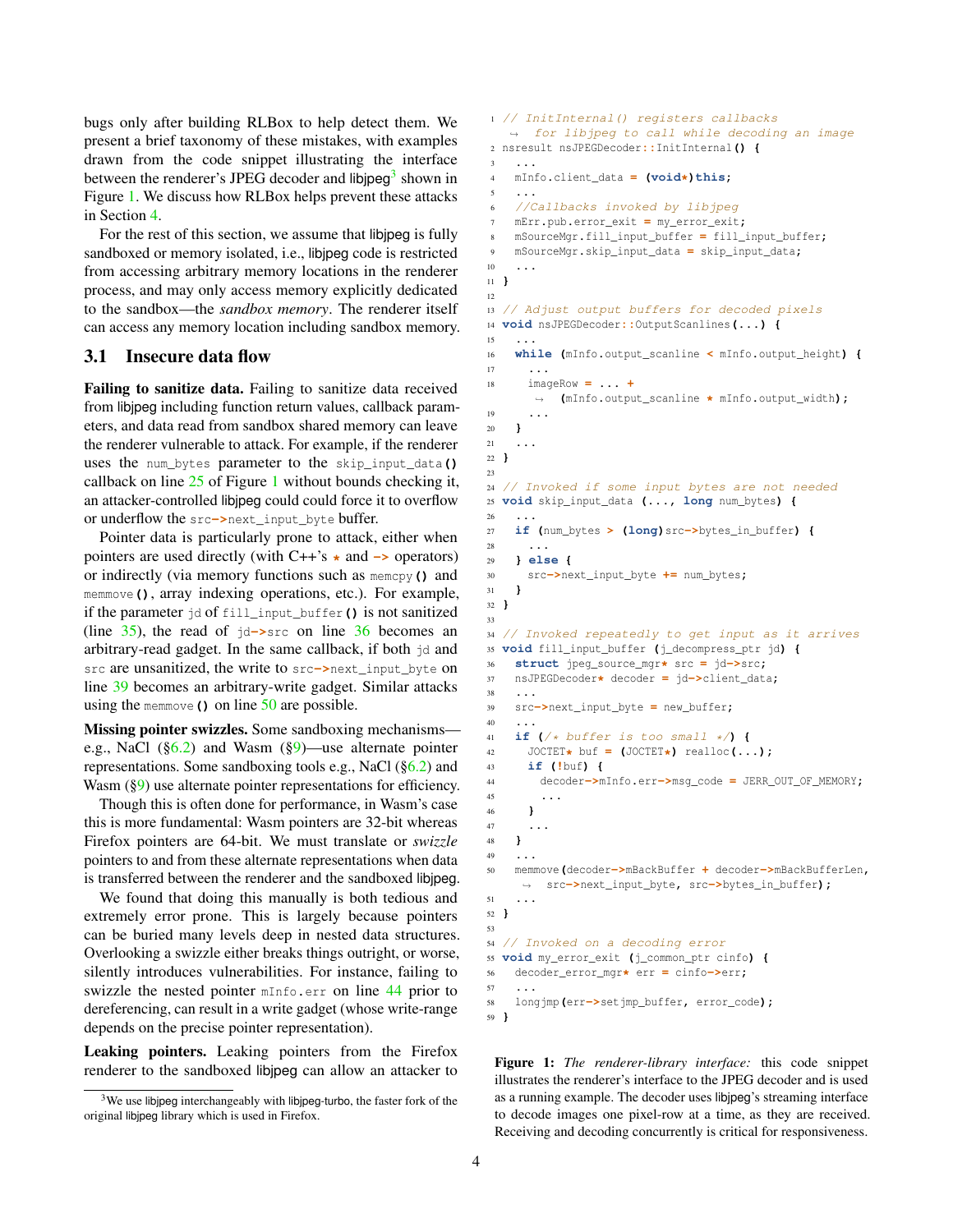bugs only after building RLBox to help detect them. We present a brief taxonomy of these mistakes, with examples drawn from the code snippet illustrating the interface between the renderer's JPEG decoder and libjpeg[3] shown in Figure 1. We discuss how RLBox helps prevent these attacks in Section 4.

For the rest of this section, we assume that libjpeg is fully sandboxed or memory isolated, i.e., libjpeg code is restricted from accessing arbitrary memory locations in the renderer process, and may only access memory explicitly dedicated to the sandbox—the *sandbox memory*. The renderer itself can access any memory location including sandbox memory.

## 3.1 Insecure data flow

**Failing to sanitize data.** Failing to sanitize data received from libjpeg including function return values, callback parameters, and data read from sandbox shared memory can leave the renderer vulnerable to attack. For example, if the renderer uses the `num_bytes` parameter to the `skip_input_data()` callback on line 25 of Figure 1 without bounds checking it, an attacker-controlled libjpeg could could force it to overflow or underflow the `src->next_input_byte` buffer.

Pointer data is particularly prone to attack, either when pointers are used directly (with C++'s `*` and `->` operators) or indirectly (via memory functions such as `memcpy()` and `memmove()`, array indexing operations, etc.). For example, if the parameter `jd` of `fill_input_buffer()` is not sanitized (line 35), the read of `jd->src` on line 36 becomes an arbitrary-read gadget. In the same callback, if both `jd` and `src` are unsanitized, the write to `src->next_input_byte` on line 39 becomes an arbitrary-write gadget. Similar attacks using the `memmove()` on line 50 are possible.

**Missing pointer swizzles.** Some sandboxing mechanisms—e.g., NaCl (§6.2) and Wasm (§9)—use alternate pointer representations. Some sandboxing tools e.g., NaCl (§6.2) and Wasm (§9) use alternate pointer representations for efficiency.

Though this is often done for performance, in Wasm's case this is more fundamental: Wasm pointers are 32-bit whereas Firefox pointers are 64-bit. We must translate or *swizzle* pointers to and from these alternate representations when data is transferred between the renderer and the sandboxed libjpeg.

We found that doing this manually is both tedious and extremely error prone. This is largely because pointers can be buried many levels deep in nested data structures. Overlooking a swizzle either breaks things outright, or worse, silently introduces vulnerabilities. For instance, failing to swizzle the nested pointer `mInfo.err` on line 44 prior to dereferencing, can result in a write gadget (whose write-range depends on the precise pointer representation).

**Leaking pointers.** Leaking pointers from the Firefox renderer to the sandboxed libjpeg can allow an attacker to

[3] We use libjpeg interchangeably with libjpeg-turbo, the faster fork of the original libjpeg library which is used in Firefox.

```
1  // InitInternal() registers callbacks
     for libjpeg to call while decoding an image
2  nsresult nsJPEGDecoder::InitInternal() {
3    ...
4    mInfo.client_data = (void*)this;
5    ...
6    //Callbacks invoked by libjpeg
7    mErr.pub.error_exit = my_error_exit;
8    mSourceMgr.fill_input_buffer = fill_input_buffer;
9    mSourceMgr.skip_input_data = skip_input_data;
10   ...
11 }
12
13 // Adjust output buffers for decoded pixels
14 void nsJPEGDecoder::OutputScanlines(...) {
15   ...
16   while (mInfo.output_scanline < mInfo.output_height) {
17     ...
18     imageRow = ... +
         (mInfo.output_scanline * mInfo.output_width);
19     ...
20   }
21   ...
22 }
23
24 // Invoked if some input bytes are not needed
25 void skip_input_data (..., long num_bytes) {
26   ...
27   if (num_bytes > (long)src->bytes_in_buffer) {
28     ...
29   } else {
30     src->next_input_byte += num_bytes;
31   }
32 }
33
34 // Invoked repeatedly to get input as it arrives
35 void fill_input_buffer (j_decompress_ptr jd) {
36   struct jpeg_source_mgr* src = jd->src;
37   nsJPEGDecoder* decoder = jd->client_data;
38   ...
39   src->next_input_byte = new_buffer;
40   ...
41   if (/* buffer is too small */) {
42     JOCTET* buf = (JOCTET*) realloc(...);
43     if (!buf) {
44       decoder->mInfo.err->msg_code = JERR_OUT_OF_MEMORY;
45       ...
46     }
47     ...
48   }
49   ...
50   memmove(decoder->mBackBuffer + decoder->mBackBufferLen,
         src->next_input_byte, src->bytes_in_buffer);
51   ...
52 }
53
54 // Invoked on a decoding error
55 void my_error_exit (j_common_ptr cinfo) {
56   decoder_error_mgr* err = cinfo->err;
57   ...
58   longjmp(err->setjmp_buffer, error_code);
59 }
```

**Figure 1:** *The renderer-library interface:* this code snippet illustrates the renderer's interface to the JPEG decoder and is used as a running example. The decoder uses libjpeg's streaming interface to decode images one pixel-row at a time, as they are received. Receiving and decoding concurrently is critical for responsiveness.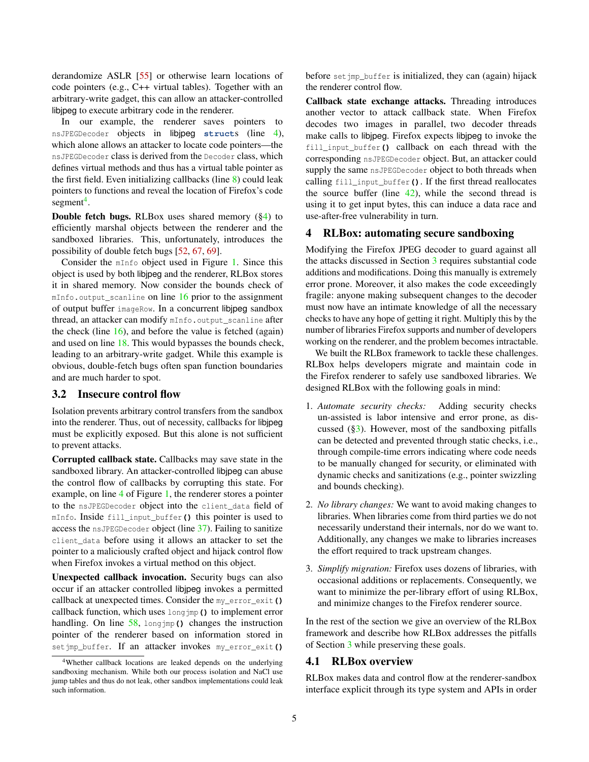derandomize ASLR [55] or otherwise learn locations of code pointers (e.g., C++ virtual tables). Together with an arbitrary-write gadget, this can allow an attacker-controlled libjpeg to execute arbitrary code in the renderer.

In our example, the renderer saves pointers to `nsJPEGDecoder` objects in libjpeg `struct`s (line 4), which alone allows an attacker to locate code pointers—the `nsJPEGDecoder` class is derived from the `Decoder` class, which defines virtual methods and thus has a virtual table pointer as the first field. Even initializing callbacks (line 8) could leak pointers to functions and reveal the location of Firefox's code segment[4].

**Double fetch bugs.** RLBox uses shared memory (§4) to efficiently marshal objects between the renderer and the sandboxed libraries. This, unfortunately, introduces the possibility of double fetch bugs [52, 67, 69].

Consider the `mInfo` object used in Figure 1. Since this object is used by both libjpeg and the renderer, RLBox stores it in shared memory. Now consider the bounds check of `mInfo.output_scanline` on line 16 prior to the assignment of output buffer `imageRow`. In a concurrent libjpeg sandbox thread, an attacker can modify `mInfo.output_scanline` after the check (line 16), and before the value is fetched (again) and used on line 18. This would bypasses the bounds check, leading to an arbitrary-write gadget. While this example is obvious, double-fetch bugs often span function boundaries and are much harder to spot.

## 3.2 Insecure control flow

Isolation prevents arbitrary control transfers from the sandbox into the renderer. Thus, out of necessity, callbacks for libjpeg must be explicitly exposed. But this alone is not sufficient to prevent attacks.

**Corrupted callback state.** Callbacks may save state in the sandboxed library. An attacker-controlled libjpeg can abuse the control flow of callbacks by corrupting this state. For example, on line 4 of Figure 1, the renderer stores a pointer to the `nsJPEGDecoder` object into the `client_data` field of `mInfo`. Inside `fill_input_buffer()` this pointer is used to access the `nsJPEGDecoder` object (line 37). Failing to sanitize `client_data` before using it allows an attacker to set the pointer to a maliciously crafted object and hijack control flow when Firefox invokes a virtual method on this object.

**Unexpected callback invocation.** Security bugs can also occur if an attacker controlled libjpeg invokes a permitted callback at unexpected times. Consider the `my_error_exit()` callback function, which uses `longjmp()` to implement error handling. On line 58, `longjmp()` changes the instruction pointer of the renderer based on information stored in `setjmp_buffer`. If an attacker invokes `my_error_exit()` before `setjmp_buffer` is initialized, they can (again) hijack the renderer control flow.

**Callback state exchange attacks.** Threading introduces another vector to attack callback state. When Firefox decodes two images in parallel, two decoder threads make calls to libjpeg. Firefox expects libjpeg to invoke the `fill_input_buffer()` callback on each thread with the corresponding `nsJPEGDecoder` object. But, an attacker could supply the same `nsJPEGDecoder` object to both threads when calling `fill_input_buffer()`. If the first thread reallocates the source buffer (line 42), while the second thread is using it to get input bytes, this can induce a data race and use-after-free vulnerability in turn.

# 4 RLBox: automating secure sandboxing

Modifying the Firefox JPEG decoder to guard against all the attacks discussed in Section 3 requires substantial code additions and modifications. Doing this manually is extremely error prone. Moreover, it also makes the code exceedingly fragile: anyone making subsequent changes to the decoder must now have an intimate knowledge of all the necessary checks to have any hope of getting it right. Multiply this by the number of libraries Firefox supports and number of developers working on the renderer, and the problem becomes intractable.

We built the RLBox framework to tackle these challenges. RLBox helps developers migrate and maintain code in the Firefox renderer to safely use sandboxed libraries. We designed RLBox with the following goals in mind:

1. *Automate security checks:* Adding security checks un-assisted is labor intensive and error prone, as discussed (§3). However, most of the sandboxing pitfalls can be detected and prevented through static checks, i.e., through compile-time errors indicating where code needs to be manually changed for security, or eliminated with dynamic checks and sanitizations (e.g., pointer swizzling and bounds checking).

2. *No library changes:* We want to avoid making changes to libraries. When libraries come from third parties we do not necessarily understand their internals, nor do we want to. Additionally, any changes we make to libraries increases the effort required to track upstream changes.

3. *Simplify migration:* Firefox uses dozens of libraries, with occasional additions or replacements. Consequently, we want to minimize the per-library effort of using RLBox, and minimize changes to the Firefox renderer source.

In the rest of the section we give an overview of the RLBox framework and describe how RLBox addresses the pitfalls of Section 3 while preserving these goals.

## 4.1 RLBox overview

RLBox makes data and control flow at the renderer-sandbox interface explicit through its type system and APIs in order

[4]Whether callback locations are leaked depends on the underlying sandboxing mechanism. While both our process isolation and NaCl use jump tables and thus do not leak, other sandbox implementations could leak such information.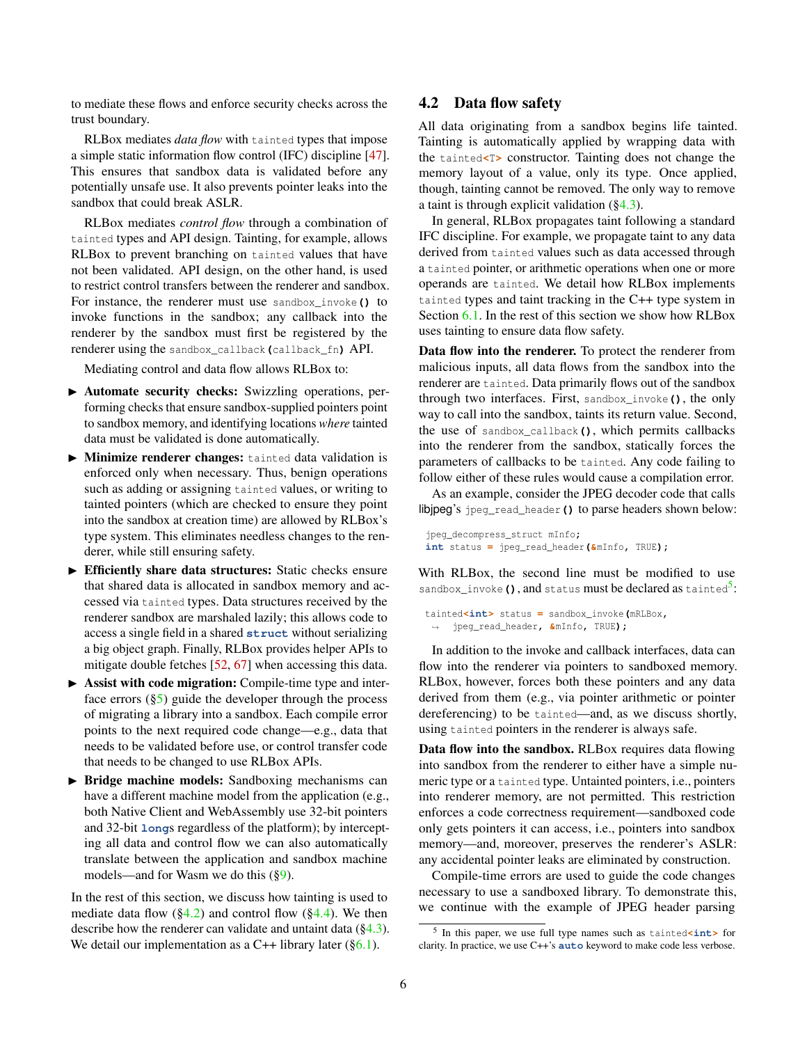to mediate these flows and enforce security checks across the trust boundary.

RLBox mediates *data flow* with `tainted` types that impose a simple static information flow control (IFC) discipline [47]. This ensures that sandbox data is validated before any potentially unsafe use. It also prevents pointer leaks into the sandbox that could break ASLR.

RLBox mediates *control flow* through a combination of `tainted` types and API design. Tainting, for example, allows RLBox to prevent branching on `tainted` values that have not been validated. API design, on the other hand, is used to restrict control transfers between the renderer and sandbox. For instance, the renderer must use `sandbox_invoke()` to invoke functions in the sandbox; any callback into the renderer by the sandbox must first be registered by the renderer using the `sandbox_callback(callback_fn)` API.

Mediating control and data flow allows RLBox to:

- **Automate security checks:** Swizzling operations, performing checks that ensure sandbox-supplied pointers point to sandbox memory, and identifying locations *where* tainted data must be validated is done automatically.
- **Minimize renderer changes:** `tainted` data validation is enforced only when necessary. Thus, benign operations such as adding or assigning `tainted` values, or writing to tainted pointers (which are checked to ensure they point into the sandbox at creation time) are allowed by RLBox's type system. This eliminates needless changes to the renderer, while still ensuring safety.
- **Efficiently share data structures:** Static checks ensure that shared data is allocated in sandbox memory and accessed via `tainted` types. Data structures received by the renderer sandbox are marshaled lazily; this allows code to access a single field in a shared **struct** without serializing a big object graph. Finally, RLBox provides helper APIs to mitigate double fetches [52, 67] when accessing this data.
- **Assist with code migration:** Compile-time type and interface errors (§5) guide the developer through the process of migrating a library into a sandbox. Each compile error points to the next required code change—e.g., data that needs to be validated before use, or control transfer code that needs to be changed to use RLBox APIs.
- **Bridge machine models:** Sandboxing mechanisms can have a different machine model from the application (e.g., both Native Client and WebAssembly use 32-bit pointers and 32-bit **long**s regardless of the platform); by intercepting all data and control flow we can also automatically translate between the application and sandbox machine models—and for Wasm we do this (§9).

In the rest of this section, we discuss how tainting is used to mediate data flow (§4.2) and control flow (§4.4). We then describe how the renderer can validate and untaint data (§4.3). We detail our implementation as a C++ library later (§6.1).

## 4.2 Data flow safety

All data originating from a sandbox begins life tainted. Tainting is automatically applied by wrapping data with the `tainted<T>` constructor. Tainting does not change the memory layout of a value, only its type. Once applied, though, tainting cannot be removed. The only way to remove a taint is through explicit validation (§4.3).

In general, RLBox propagates taint following a standard IFC discipline. For example, we propagate taint to any data derived from `tainted` values such as data accessed through a `tainted` pointer, or arithmetic operations when one or more operands are `tainted`. We detail how RLBox implements `tainted` types and taint tracking in the C++ type system in Section 6.1. In the rest of this section we show how RLBox uses tainting to ensure data flow safety.

**Data flow into the renderer.** To protect the renderer from malicious inputs, all data flows from the sandbox into the renderer are `tainted`. Data primarily flows out of the sandbox through two interfaces. First, `sandbox_invoke()`, the only way to call into the sandbox, taints its return value. Second, the use of `sandbox_callback()`, which permits callbacks into the renderer from the sandbox, statically forces the parameters of callbacks to be `tainted`. Any code failing to follow either of these rules would cause a compilation error.

As an example, consider the JPEG decoder code that calls libjpeg's `jpeg_read_header()` to parse headers shown below:

```
jpeg_decompress_struct mInfo;
int status = jpeg_read_header(&mInfo, TRUE);
```

With RLBox, the second line must be modified to use `sandbox_invoke()`, and `status` must be declared as `tainted`[5]:

```
tainted<int> status = sandbox_invoke(mRLBox,
    jpeg_read_header, &mInfo, TRUE);
```

In addition to the invoke and callback interfaces, data can flow into the renderer via pointers to sandboxed memory. RLBox, however, forces both these pointers and any data derived from them (e.g., via pointer arithmetic or pointer dereferencing) to be `tainted`—and, as we discuss shortly, using `tainted` pointers in the renderer is always safe.

**Data flow into the sandbox.** RLBox requires data flowing into sandbox from the renderer to either have a simple numeric type or a `tainted` type. Untainted pointers, i.e., pointers into renderer memory, are not permitted. This restriction enforces a code correctness requirement—sandboxed code only gets pointers it can access, i.e., pointers into sandbox memory—and, moreover, preserves the renderer's ASLR: any accidental pointer leaks are eliminated by construction.

Compile-time errors are used to guide the code changes necessary to use a sandboxed library. To demonstrate this, we continue with the example of JPEG header parsing

[5] In this paper, we use full type names such as `tainted<int>` for clarity. In practice, we use C++'s **auto** keyword to make code less verbose.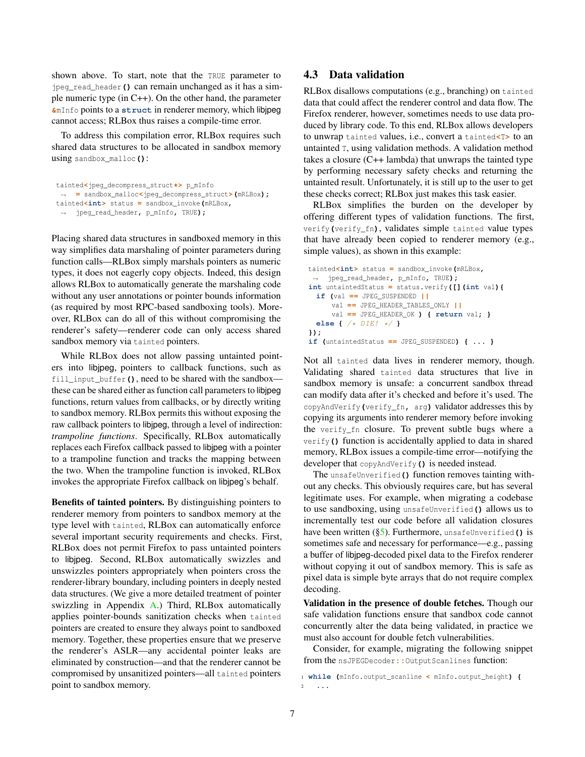shown above. To start, note that the `TRUE` parameter to `jpeg_read_header()` can remain unchanged as it has a simple numeric type (in C++). On the other hand, the parameter `&mInfo` points to a `struct` in renderer memory, which libjpeg cannot access; RLBox thus raises a compile-time error.

To address this compilation error, RLBox requires such shared data structures to be allocated in sandbox memory using `sandbox_malloc()`:

```
tainted<jpeg_decompress_struct*> p_mInfo
  = sandbox_malloc<jpeg_decompress_struct>(mRLBox);
tainted<int> status = sandbox_invoke(mRLBox,
  jpeg_read_header, p_mInfo, TRUE);
```

Placing shared data structures in sandboxed memory in this way simplifies data marshaling of pointer parameters during function calls—RLBox simply marshals pointers as numeric types, it does not eagerly copy objects. Indeed, this design allows RLBox to automatically generate the marshaling code without any user annotations or pointer bounds information (as required by most RPC-based sandboxing tools). Moreover, RLBox can do all of this without compromising the renderer's safety—renderer code can only access shared sandbox memory via `tainted` pointers.

While RLBox does not allow passing untainted pointers into libjpeg, pointers to callback functions, such as `fill_input_buffer()`, need to be shared with the sandbox—these can be shared either as function call parameters to libjpeg functions, return values from callbacks, or by directly writing to sandbox memory. RLBox permits this without exposing the raw callback pointers to libjpeg, through a level of indirection: *trampoline functions*. Specifically, RLBox automatically replaces each Firefox callback passed to libjpeg with a pointer to a trampoline function and tracks the mapping between the two. When the trampoline function is invoked, RLBox invokes the appropriate Firefox callback on libjpeg's behalf.

**Benefits of tainted pointers.** By distinguishing pointers to renderer memory from pointers to sandbox memory at the type level with `tainted`, RLBox can automatically enforce several important security requirements and checks. First, RLBox does not permit Firefox to pass untainted pointers to libjpeg. Second, RLBox automatically swizzles and unswizzles pointers appropriately when pointers cross the renderer-library boundary, including pointers in deeply nested data structures. (We give a more detailed treatment of pointer swizzling in Appendix A.) Third, RLBox automatically applies pointer-bounds sanitization checks when `tainted` pointers are created to ensure they always point to sandboxed memory. Together, these properties ensure that we preserve the renderer's ASLR—any accidental pointer leaks are eliminated by construction—and that the renderer cannot be compromised by unsanitized pointers—all `tainted` pointers point to sandbox memory.

## 4.3 Data validation

RLBox disallows computations (e.g., branching) on `tainted` data that could affect the renderer control and data flow. The Firefox renderer, however, sometimes needs to use data produced by library code. To this end, RLBox allows developers to unwrap `tainted` values, i.e., convert a `tainted<T>` to an untainted `T`, using validation methods. A validation method takes a closure (C++ lambda) that unwraps the tainted type by performing necessary safety checks and returning the untainted result. Unfortunately, it is still up to the user to get these checks correct; RLBox just makes this task easier.

RLBox simplifies the burden on the developer by offering different types of validation functions. The first, `verify(verify_fn)`, validates simple `tainted` value types that have already been copied to renderer memory (e.g., simple values), as shown in this example:

```
tainted<int> status = sandbox_invoke(mRLBox,
  jpeg_read_header, p_mInfo, TRUE);
int untaintedStatus = status.verify([](int val){
  if (val == JPEG_SUSPENDED ||
      val == JPEG_HEADER_TABLES_ONLY ||
      val == JPEG_HEADER_OK ) { return val; }
  else { /* DIE! */ }
});
if (untaintedStatus == JPEG_SUSPENDED) { ... }
```

Not all `tainted` data lives in renderer memory, though. Validating shared `tainted` data structures that live in sandbox memory is unsafe: a concurrent sandbox thread can modify data after it's checked and before it's used. The `copyAndVerify(verify_fn, arg)` validator addresses this by copying its arguments into renderer memory before invoking the `verify_fn` closure. To prevent subtle bugs where a `verify()` function is accidentally applied to data in shared memory, RLBox issues a compile-time error—notifying the developer that `copyAndVerify()` is needed instead.

The `unsafeUnverified()` function removes tainting without any checks. This obviously requires care, but has several legitimate uses. For example, when migrating a codebase to use sandboxing, using `unsafeUnverified()` allows us to incrementally test our code before all validation closures have been written (§5). Furthermore, `unsafeUnverified()` is sometimes safe and necessary for performance—e.g., passing a buffer of libjpeg-decoded pixel data to the Firefox renderer without copying it out of sandbox memory. This is safe as pixel data is simple byte arrays that do not require complex decoding.

**Validation in the presence of double fetches.** Though our safe validation functions ensure that sandbox code cannot concurrently alter the data being validated, in practice we must also account for double fetch vulnerabilities.

Consider, for example, migrating the following snippet from the `nsJPEGDecoder::OutputScanlines` function:

```
1 while (mInfo.output_scanline < mInfo.output_height) {
2   ...
```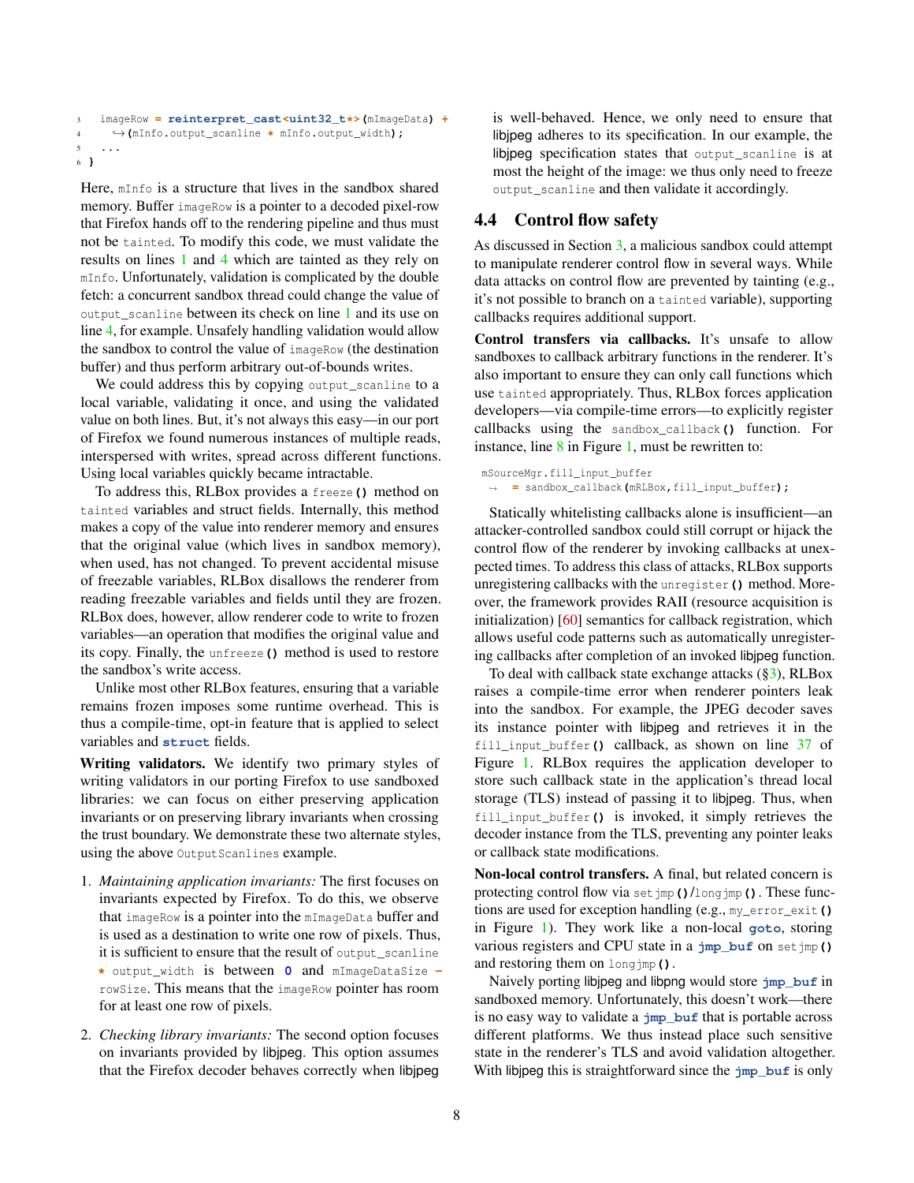```
3   imageRow = reinterpret_cast<uint32_t*>(mImageData) +
4     ↪(mInfo.output_scanline * mInfo.output_width);
5   ...
6 }
```

Here, `mInfo` is a structure that lives in the sandbox shared memory. Buffer `imageRow` is a pointer to a decoded pixel-row that Firefox hands off to the rendering pipeline and thus must not be `tainted`. To modify this code, we must validate the results on lines 1 and 4 which are tainted as they rely on `mInfo`. Unfortunately, validation is complicated by the double fetch: a concurrent sandbox thread could change the value of `output_scanline` between its check on line 1 and its use on line 4, for example. Unsafely handling validation would allow the sandbox to control the value of `imageRow` (the destination buffer) and thus perform arbitrary out-of-bounds writes.

We could address this by copying `output_scanline` to a local variable, validating it once, and using the validated value on both lines. But, it's not always this easy—in our port of Firefox we found numerous instances of multiple reads, interspersed with writes, spread across different functions. Using local variables quickly became intractable.

To address this, RLBox provides a `freeze()` method on `tainted` variables and struct fields. Internally, this method makes a copy of the value into renderer memory and ensures that the original value (which lives in sandbox memory), when used, has not changed. To prevent accidental misuse of freezable variables, RLBox disallows the renderer from reading freezable variables and fields until they are frozen. RLBox does, however, allow renderer code to write to frozen variables—an operation that modifies the original value and its copy. Finally, the `unfreeze()` method is used to restore the sandbox's write access.

Unlike most other RLBox features, ensuring that a variable remains frozen imposes some runtime overhead. This is thus a compile-time, opt-in feature that is applied to select variables and **struct** fields.

**Writing validators.** We identify two primary styles of writing validators in our porting Firefox to use sandboxed libraries: we can focus on either preserving application invariants or on preserving library invariants when crossing the trust boundary. We demonstrate these two alternate styles, using the above `OutputScanlines` example.

1. *Maintaining application invariants:* The first focuses on invariants expected by Firefox. To do this, we observe that `imageRow` is a pointer into the `mImageData` buffer and is used as a destination to write one row of pixels. Thus, it is sufficient to ensure that the result of `output_scanline * output_width` is between `0` and `mImageDataSize - rowSize`. This means that the `imageRow` pointer has room for at least one row of pixels.

2. *Checking library invariants:* The second option focuses on invariants provided by libjpeg. This option assumes that the Firefox decoder behaves correctly when libjpeg is well-behaved. Hence, we only need to ensure that libjpeg adheres to its specification. In our example, the libjpeg specification states that `output_scanline` is at most the height of the image: we thus only need to freeze `output_scanline` and then validate it accordingly.

### 4.4 Control flow safety

As discussed in Section 3, a malicious sandbox could attempt to manipulate renderer control flow in several ways. While data attacks on control flow are prevented by tainting (e.g., it's not possible to branch on a `tainted` variable), supporting callbacks requires additional support.

**Control transfers via callbacks.** It's unsafe to allow sandboxes to callback arbitrary functions in the renderer. It's also important to ensure they can only call functions which use `tainted` appropriately. Thus, RLBox forces application developers—via compile-time errors—to explicitly register callbacks using the `sandbox_callback()` function. For instance, line 8 in Figure 1, must be rewritten to:

```
mSourceMgr.fill_input_buffer
  ↪ = sandbox_callback(mRLBox,fill_input_buffer);
```

Statically whitelisting callbacks alone is insufficient—an attacker-controlled sandbox could still corrupt or hijack the control flow of the renderer by invoking callbacks at unexpected times. To address this class of attacks, RLBox supports unregistering callbacks with the `unregister()` method. Moreover, the framework provides RAII (resource acquisition is initialization) [60] semantics for callback registration, which allows useful code patterns such as automatically unregistering callbacks after completion of an invoked libjpeg function.

To deal with callback state exchange attacks (§3), RLBox raises a compile-time error when renderer pointers leak into the sandbox. For example, the JPEG decoder saves its instance pointer with libjpeg and retrieves it in the `fill_input_buffer()` callback, as shown on line 37 of Figure 1. RLBox requires the application developer to store such callback state in the application's thread local storage (TLS) instead of passing it to libjpeg. Thus, when `fill_input_buffer()` is invoked, it simply retrieves the decoder instance from the TLS, preventing any pointer leaks or callback state modifications.

**Non-local control transfers.** A final, but related concern is protecting control flow via `setjmp()`/`longjmp()`. These functions are used for exception handling (e.g., `my_error_exit()` in Figure 1). They work like a non-local **goto**, storing various registers and CPU state in a **jmp_buf** on `setjmp()` and restoring them on `longjmp()`.

Naively porting libjpeg and libpng would store **jmp_buf** in sandboxed memory. Unfortunately, this doesn't work—there is no easy way to validate a **jmp_buf** that is portable across different platforms. We thus instead place such sensitive state in the renderer's TLS and avoid validation altogether. With libjpeg this is straightforward since the **jmp_buf** is only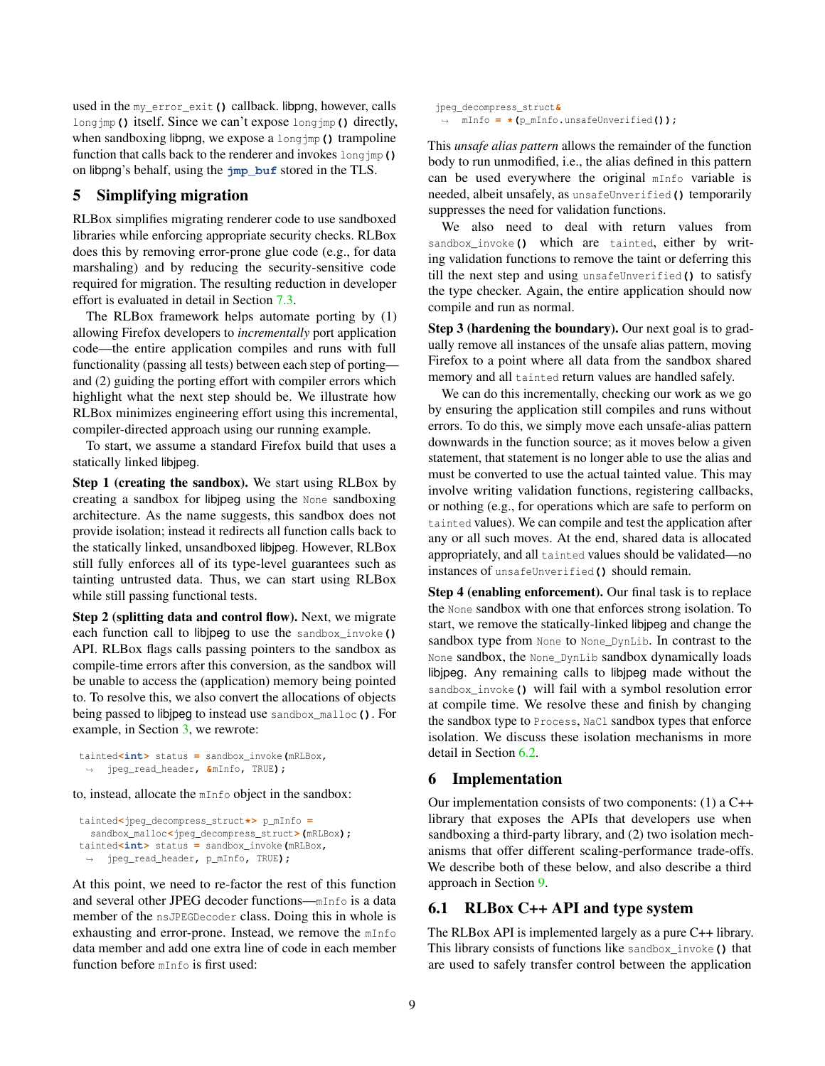used in the `my_error_exit()` callback. libpng, however, calls `longjmp()` itself. Since we can't expose `longjmp()` directly, when sandboxing libpng, we expose a `longjmp()` trampoline function that calls back to the renderer and invokes `longjmp()` on libpng's behalf, using the `jmp_buf` stored in the TLS.

# 5 Simplifying migration

RLBox simplifies migrating renderer code to use sandboxed libraries while enforcing appropriate security checks. RLBox does this by removing error-prone glue code (e.g., for data marshaling) and by reducing the security-sensitive code required for migration. The resulting reduction in developer effort is evaluated in detail in Section 7.3.

The RLBox framework helps automate porting by (1) allowing Firefox developers to *incrementally* port application code—the entire application compiles and runs with full functionality (passing all tests) between each step of porting—and (2) guiding the porting effort with compiler errors which highlight what the next step should be. We illustrate how RLBox minimizes engineering effort using this incremental, compiler-directed approach using our running example.

To start, we assume a standard Firefox build that uses a statically linked libjpeg.

**Step 1 (creating the sandbox).** We start using RLBox by creating a sandbox for libjpeg using the `None` sandboxing architecture. As the name suggests, this sandbox does not provide isolation; instead it redirects all function calls back to the statically linked, unsandboxed libjpeg. However, RLBox still fully enforces all of its type-level guarantees such as tainting untrusted data. Thus, we can start using RLBox while still passing functional tests.

**Step 2 (splitting data and control flow).** Next, we migrate each function call to libjpeg to use the `sandbox_invoke()` API. RLBox flags calls passing pointers to the sandbox as compile-time errors after this conversion, as the sandbox will be unable to access the (application) memory being pointed to. To resolve this, we also convert the allocations of objects being passed to libjpeg to instead use `sandbox_malloc()`. For example, in Section 3, we rewrote:

```
tainted<int> status = sandbox_invoke(mRLBox,
  → jpeg_read_header, &mInfo, TRUE);
```

to, instead, allocate the `mInfo` object in the sandbox:

```
tainted<jpeg_decompress_struct*> p_mInfo =
  sandbox_malloc<jpeg_decompress_struct>(mRLBox);
tainted<int> status = sandbox_invoke(mRLBox,
  → jpeg_read_header, p_mInfo, TRUE);
```

At this point, we need to re-factor the rest of this function and several other JPEG decoder functions—`mInfo` is a data member of the `nsJPEGDecoder` class. Doing this in whole is exhausting and error-prone. Instead, we remove the `mInfo` data member and add one extra line of code in each member function before `mInfo` is first used:

```
jpeg_decompress_struct&
  → mInfo = *(p_mInfo.unsafeUnverified());
```

This *unsafe alias pattern* allows the remainder of the function body to run unmodified, i.e., the alias defined in this pattern can be used everywhere the original `mInfo` variable is needed, albeit unsafely, as `unsafeUnverified()` temporarily suppresses the need for validation functions.

We also need to deal with return values from `sandbox_invoke()` which are `tainted`, either by writing validation functions to remove the taint or deferring this till the next step and using `unsafeUnverified()` to satisfy the type checker. Again, the entire application should now compile and run as normal.

**Step 3 (hardening the boundary).** Our next goal is to gradually remove all instances of the unsafe alias pattern, moving Firefox to a point where all data from the sandbox shared memory and all `tainted` return values are handled safely.

We can do this incrementally, checking our work as we go by ensuring the application still compiles and runs without errors. To do this, we simply move each unsafe-alias pattern downwards in the function source; as it moves below a given statement, that statement is no longer able to use the alias and must be converted to use the actual tainted value. This may involve writing validation functions, registering callbacks, or nothing (e.g., for operations which are safe to perform on `tainted` values). We can compile and test the application after any or all such moves. At the end, shared data is allocated appropriately, and all `tainted` values should be validated—no instances of `unsafeUnverified()` should remain.

**Step 4 (enabling enforcement).** Our final task is to replace the `None` sandbox with one that enforces strong isolation. To start, we remove the statically-linked libjpeg and change the sandbox type from `None` to `None_DynLib`. In contrast to the `None` sandbox, the `None_DynLib` sandbox dynamically loads libjpeg. Any remaining calls to libjpeg made without the `sandbox_invoke()` will fail with a symbol resolution error at compile time. We resolve these and finish by changing the sandbox type to `Process`, `NaCl` sandbox types that enforce isolation. We discuss these isolation mechanisms in more detail in Section 6.2.

# 6 Implementation

Our implementation consists of two components: (1) a C++ library that exposes the APIs that developers use when sandboxing a third-party library, and (2) two isolation mechanisms that offer different scaling-performance trade-offs. We describe both of these below, and also describe a third approach in Section 9.

## 6.1 RLBox C++ API and type system

The RLBox API is implemented largely as a pure C++ library. This library consists of functions like `sandbox_invoke()` that are used to safely transfer control between the application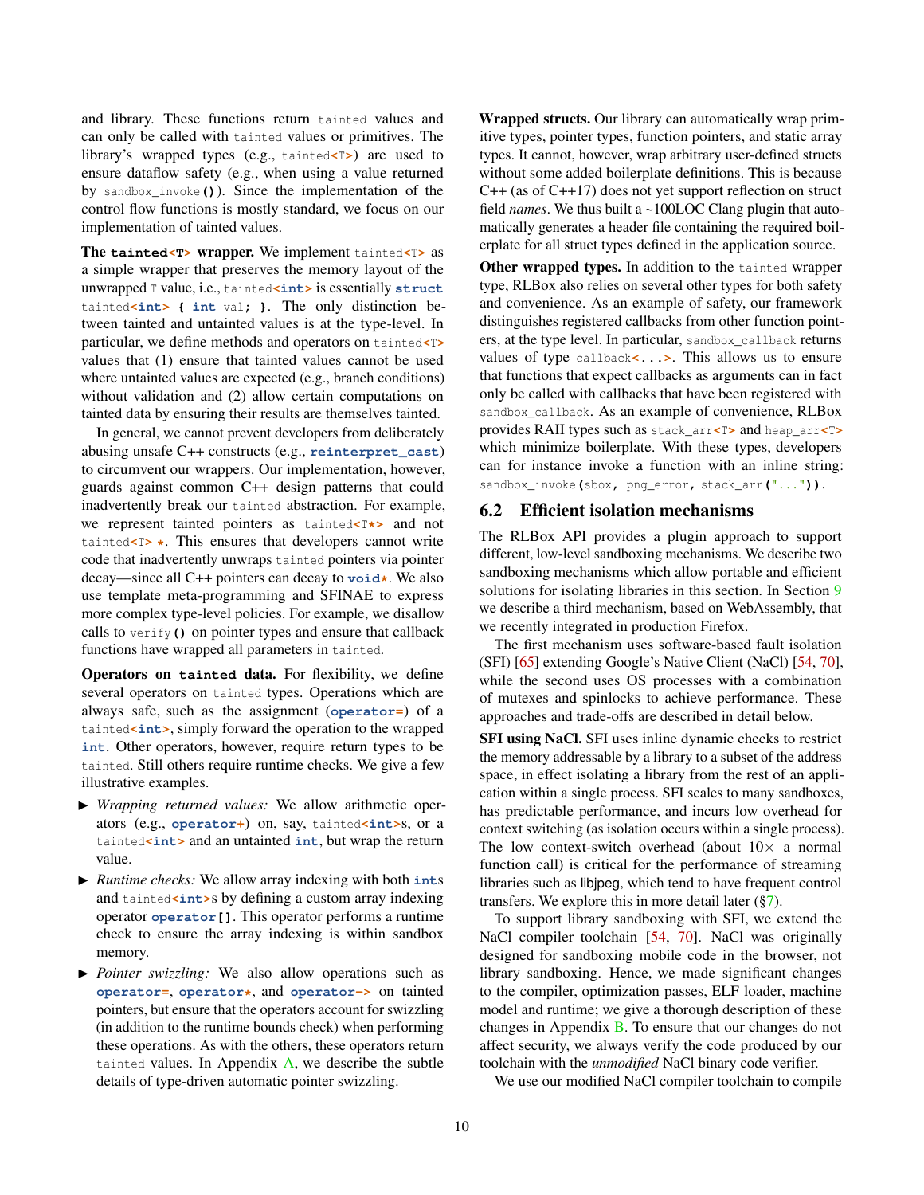and library. These functions return `tainted` values and can only be called with `tainted` values or primitives. The library's wrapped types (e.g., `tainted<T>`) are used to ensure dataflow safety (e.g., when using a value returned by `sandbox_invoke()`). Since the implementation of the control flow functions is mostly standard, we focus on our implementation of tainted values.

**The `tainted<T>` wrapper.** We implement `tainted<T>` as a simple wrapper that preserves the memory layout of the unwrapped `T` value, i.e., `tainted<int>` is essentially `struct tainted<int> { int val; }`. The only distinction between tainted and untainted values is at the type-level. In particular, we define methods and operators on `tainted<T>` values that (1) ensure that tainted values cannot be used where untainted values are expected (e.g., branch conditions) without validation and (2) allow certain computations on tainted data by ensuring their results are themselves tainted.

In general, we cannot prevent developers from deliberately abusing unsafe C++ constructs (e.g., `reinterpret_cast`) to circumvent our wrappers. Our implementation, however, guards against common C++ design patterns that could inadvertently break our `tainted` abstraction. For example, we represent tainted pointers as `tainted<T*>` and not `tainted<T> *`. This ensures that developers cannot write code that inadvertently unwraps `tainted` pointers via pointer decay—since all C++ pointers can decay to `void*`. We also use template meta-programming and SFINAE to express more complex type-level policies. For example, we disallow calls to `verify()` on pointer types and ensure that callback functions have wrapped all parameters in `tainted`.

**Operators on `tainted` data.** For flexibility, we define several operators on `tainted` types. Operations which are always safe, such as the assignment (`operator=`) of a `tainted<int>`, simply forward the operation to the wrapped `int`. Other operators, however, require return types to be `tainted`. Still others require runtime checks. We give a few illustrative examples.

- *Wrapping returned values:* We allow arithmetic operators (e.g., `operator+`) on, say, `tainted<int>`s, or a `tainted<int>` and an untainted `int`, but wrap the return value.
- *Runtime checks:* We allow array indexing with both `int`s and `tainted<int>`s by defining a custom array indexing operator `operator[]`. This operator performs a runtime check to ensure the array indexing is within sandbox memory.
- *Pointer swizzling:* We also allow operations such as `operator=`, `operator*`, and `operator->` on tainted pointers, but ensure that the operators account for swizzling (in addition to the runtime bounds check) when performing these operations. As with the others, these operators return `tainted` values. In Appendix A, we describe the subtle details of type-driven automatic pointer swizzling.

**Wrapped structs.** Our library can automatically wrap primitive types, pointer types, function pointers, and static array types. It cannot, however, wrap arbitrary user-defined structs without some added boilerplate definitions. This is because C++ (as of C++17) does not yet support reflection on struct field *names*. We thus built a ~100LOC Clang plugin that automatically generates a header file containing the required boilerplate for all struct types defined in the application source.

**Other wrapped types.** In addition to the `tainted` wrapper type, RLBox also relies on several other types for both safety and convenience. As an example of safety, our framework distinguishes registered callbacks from other function pointers, at the type level. In particular, `sandbox_callback` returns values of type `callback<...>`. This allows us to ensure that functions that expect callbacks as arguments can in fact only be called with callbacks that have been registered with `sandbox_callback`. As an example of convenience, RLBox provides RAII types such as `stack_arr<T>` and `heap_arr<T>` which minimize boilerplate. With these types, developers can for instance invoke a function with an inline string: `sandbox_invoke(sbox, png_error, stack_arr("..."))`.

## 6.2 Efficient isolation mechanisms

The RLBox API provides a plugin approach to support different, low-level sandboxing mechanisms. We describe two sandboxing mechanisms which allow portable and efficient solutions for isolating libraries in this section. In Section 9 we describe a third mechanism, based on WebAssembly, that we recently integrated in production Firefox.

The first mechanism uses software-based fault isolation (SFI) [65] extending Google's Native Client (NaCl) [54, 70], while the second uses OS processes with a combination of mutexes and spinlocks to achieve performance. These approaches and trade-offs are described in detail below.

**SFI using NaCl.** SFI uses inline dynamic checks to restrict the memory addressable by a library to a subset of the address space, in effect isolating a library from the rest of an application within a single process. SFI scales to many sandboxes, has predictable performance, and incurs low overhead for context switching (as isolation occurs within a single process). The low context-switch overhead (about $10\times$ a normal function call) is critical for the performance of streaming libraries such as libjpeg, which tend to have frequent control transfers. We explore this in more detail later (§7).

To support library sandboxing with SFI, we extend the NaCl compiler toolchain [54, 70]. NaCl was originally designed for sandboxing mobile code in the browser, not library sandboxing. Hence, we made significant changes to the compiler, optimization passes, ELF loader, machine model and runtime; we give a thorough description of these changes in Appendix B. To ensure that our changes do not affect security, we always verify the code produced by our toolchain with the *unmodified* NaCl binary code verifier.

We use our modified NaCl compiler toolchain to compile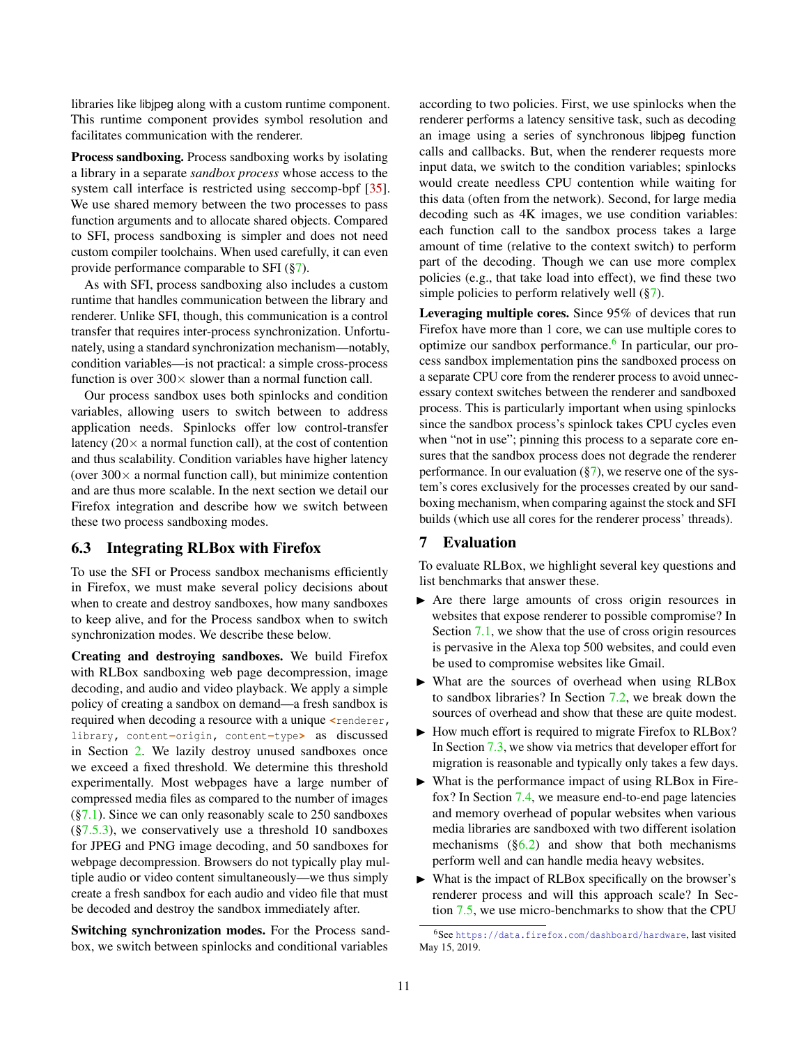libraries like libjpeg along with a custom runtime component. This runtime component provides symbol resolution and facilitates communication with the renderer.

**Process sandboxing.** Process sandboxing works by isolating a library in a separate *sandbox process* whose access to the system call interface is restricted using seccomp-bpf [35]. We use shared memory between the two processes to pass function arguments and to allocate shared objects. Compared to SFI, process sandboxing is simpler and does not need custom compiler toolchains. When used carefully, it can even provide performance comparable to SFI (§7).

As with SFI, process sandboxing also includes a custom runtime that handles communication between the library and renderer. Unlike SFI, though, this communication is a control transfer that requires inter-process synchronization. Unfortunately, using a standard synchronization mechanism—notably, condition variables—is not practical: a simple cross-process function is over 300× slower than a normal function call.

Our process sandbox uses both spinlocks and condition variables, allowing users to switch between to address application needs. Spinlocks offer low control-transfer latency (20× a normal function call), at the cost of contention and thus scalability. Condition variables have higher latency (over 300× a normal function call), but minimize contention and are thus more scalable. In the next section we detail our Firefox integration and describe how we switch between these two process sandboxing modes.

## 6.3 Integrating RLBox with Firefox

To use the SFI or Process sandbox mechanisms efficiently in Firefox, we must make several policy decisions about when to create and destroy sandboxes, how many sandboxes to keep alive, and for the Process sandbox when to switch synchronization modes. We describe these below.

**Creating and destroying sandboxes.** We build Firefox with RLBox sandboxing web page decompression, image decoding, and audio and video playback. We apply a simple policy of creating a sandbox on demand—a fresh sandbox is required when decoding a resource with a unique `<renderer, library, content-origin, content-type>` as discussed in Section 2. We lazily destroy unused sandboxes once we exceed a fixed threshold. We determine this threshold experimentally. Most webpages have a large number of compressed media files as compared to the number of images (§7.1). Since we can only reasonably scale to 250 sandboxes (§7.5.3), we conservatively use a threshold 10 sandboxes for JPEG and PNG image decoding, and 50 sandboxes for webpage decompression. Browsers do not typically play multiple audio or video content simultaneously—we thus simply create a fresh sandbox for each audio and video file that must be decoded and destroy the sandbox immediately after.

**Switching synchronization modes.** For the Process sandbox, we switch between spinlocks and conditional variables according to two policies. First, we use spinlocks when the renderer performs a latency sensitive task, such as decoding an image using a series of synchronous libjpeg function calls and callbacks. But, when the renderer requests more input data, we switch to the condition variables; spinlocks would create needless CPU contention while waiting for this data (often from the network). Second, for large media decoding such as 4K images, we use condition variables: each function call to the sandbox process takes a large amount of time (relative to the context switch) to perform part of the decoding. Though we can use more complex policies (e.g., that take load into effect), we find these two simple policies to perform relatively well (§7).

**Leveraging multiple cores.** Since 95% of devices that run Firefox have more than 1 core, we can use multiple cores to optimize our sandbox performance.[6] In particular, our process sandbox implementation pins the sandboxed process on a separate CPU core from the renderer process to avoid unnecessary context switches between the renderer and sandboxed process. This is particularly important when using spinlocks since the sandbox process's spinlock takes CPU cycles even when "not in use"; pinning this process to a separate core ensures that the sandbox process does not degrade the renderer performance. In our evaluation (§7), we reserve one of the system's cores exclusively for the processes created by our sandboxing mechanism, when comparing against the stock and SFI builds (which use all cores for the renderer process' threads).

# 7 Evaluation

To evaluate RLBox, we highlight several key questions and list benchmarks that answer these.

- Are there large amounts of cross origin resources in websites that expose renderer to possible compromise? In Section 7.1, we show that the use of cross origin resources is pervasive in the Alexa top 500 websites, and could even be used to compromise websites like Gmail.
- What are the sources of overhead when using RLBox to sandbox libraries? In Section 7.2, we break down the sources of overhead and show that these are quite modest.
- How much effort is required to migrate Firefox to RLBox? In Section 7.3, we show via metrics that developer effort for migration is reasonable and typically only takes a few days.
- What is the performance impact of using RLBox in Firefox? In Section 7.4, we measure end-to-end page latencies and memory overhead of popular websites when various media libraries are sandboxed with two different isolation mechanisms (§6.2) and show that both mechanisms perform well and can handle media heavy websites.
- What is the impact of RLBox specifically on the browser's renderer process and will this approach scale? In Section 7.5, we use micro-benchmarks to show that the CPU

[6] See https://data.firefox.com/dashboard/hardware, last visited May 15, 2019.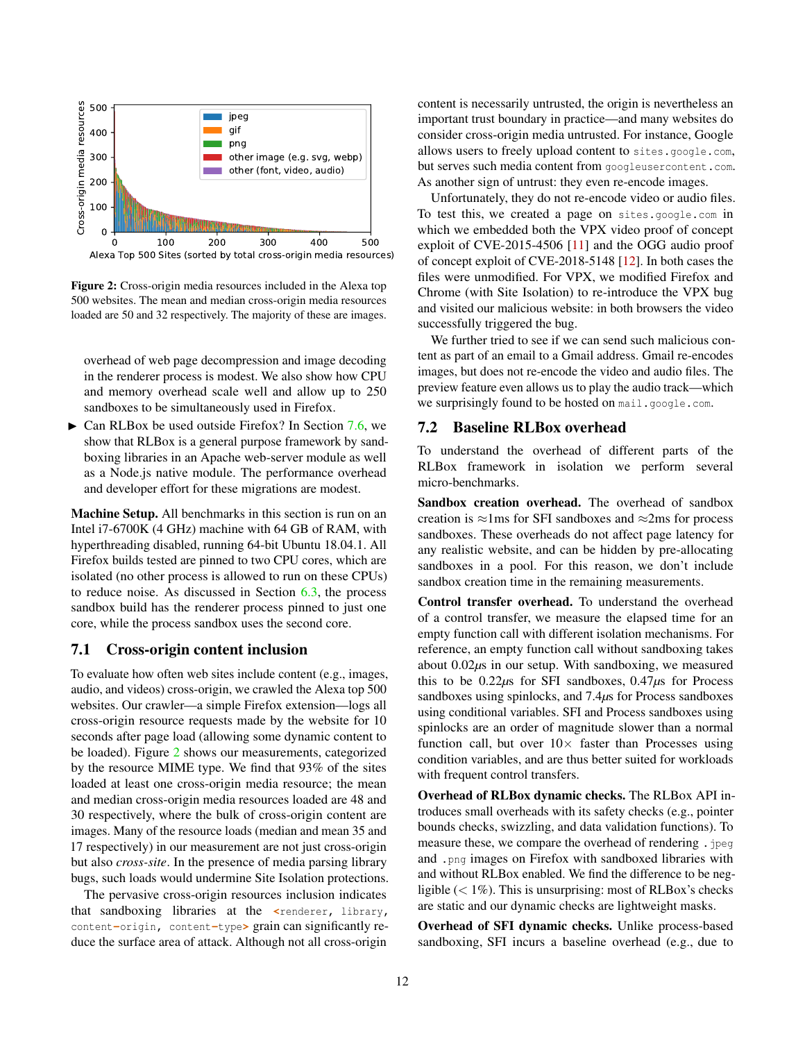**Figure 2:** Cross-origin media resources included in the Alexa top 500 websites. The mean and median cross-origin media resources loaded are 50 and 32 respectively. The majority of these are images.

overhead of web page decompression and image decoding in the renderer process is modest. We also show how CPU and memory overhead scale well and allow up to 250 sandboxes to be simultaneously used in Firefox.

- Can RLBox be used outside Firefox? In Section 7.6, we show that RLBox is a general purpose framework by sandboxing libraries in an Apache web-server module as well as a Node.js native module. The performance overhead and developer effort for these migrations are modest.

**Machine Setup.** All benchmarks in this section is run on an Intel i7-6700K (4 GHz) machine with 64 GB of RAM, with hyperthreading disabled, running 64-bit Ubuntu 18.04.1. All Firefox builds tested are pinned to two CPU cores, which are isolated (no other process is allowed to run on these CPUs) to reduce noise. As discussed in Section 6.3, the process sandbox build has the renderer process pinned to just one core, while the process sandbox uses the second core.

## 7.1 Cross-origin content inclusion

To evaluate how often web sites include content (e.g., images, audio, and videos) cross-origin, we crawled the Alexa top 500 websites. Our crawler—a simple Firefox extension—logs all cross-origin resource requests made by the website for 10 seconds after page load (allowing some dynamic content to be loaded). Figure 2 shows our measurements, categorized by the resource MIME type. We find that 93% of the sites loaded at least one cross-origin media resource; the mean and median cross-origin media resources loaded are 48 and 30 respectively, where the bulk of cross-origin content are images. Many of the resource loads (median and mean 35 and 17 respectively) in our measurement are not just cross-origin but also *cross-site*. In the presence of media parsing library bugs, such loads would undermine Site Isolation protections.

The pervasive cross-origin resources inclusion indicates that sandboxing libraries at the `<renderer, library, content-origin, content-type>` grain can significantly reduce the surface area of attack. Although not all cross-origin content is necessarily untrusted, the origin is nevertheless an important trust boundary in practice—and many websites do consider cross-origin media untrusted. For instance, Google allows users to freely upload content to `sites.google.com`, but serves such media content from `googleusercontent.com`. As another sign of untrust: they even re-encode images.

Unfortunately, they do not re-encode video or audio files. To test this, we created a page on `sites.google.com` in which we embedded both the VPX video proof of concept exploit of CVE-2015-4506 [11] and the OGG audio proof of concept exploit of CVE-2018-5148 [12]. In both cases the files were unmodified. For VPX, we modified Firefox and Chrome (with Site Isolation) to re-introduce the VPX bug and visited our malicious website: in both browsers the video successfully triggered the bug.

We further tried to see if we can send such malicious content as part of an email to a Gmail address. Gmail re-encodes images, but does not re-encode the video and audio files. The preview feature even allows us to play the audio track—which we surprisingly found to be hosted on `mail.google.com`.

## 7.2 Baseline RLBox overhead

To understand the overhead of different parts of the RLBox framework in isolation we perform several micro-benchmarks.

**Sandbox creation overhead.** The overhead of sandbox creation is ≈1ms for SFI sandboxes and ≈2ms for process sandboxes. These overheads do not affect page latency for any realistic website, and can be hidden by pre-allocating sandboxes in a pool. For this reason, we don't include sandbox creation time in the remaining measurements.

**Control transfer overhead.** To understand the overhead of a control transfer, we measure the elapsed time for an empty function call with different isolation mechanisms. For reference, an empty function call without sandboxing takes about 0.02$\mu$s in our setup. With sandboxing, we measured this to be 0.22$\mu$s for SFI sandboxes, 0.47$\mu$s for Process sandboxes using spinlocks, and 7.4$\mu$s for Process sandboxes using conditional variables. SFI and Process sandboxes using spinlocks are an order of magnitude slower than a normal function call, but over 10× faster than Processes using condition variables, and are thus better suited for workloads with frequent control transfers.

**Overhead of RLBox dynamic checks.** The RLBox API introduces small overheads with its safety checks (e.g., pointer bounds checks, swizzling, and data validation functions). To measure these, we compare the overhead of rendering `.jpeg` and `.png` images on Firefox with sandboxed libraries with and without RLBox enabled. We find the difference to be negligible (< 1%). This is unsurprising: most of RLBox's checks are static and our dynamic checks are lightweight masks.

**Overhead of SFI dynamic checks.** Unlike process-based sandboxing, SFI incurs a baseline overhead (e.g., due to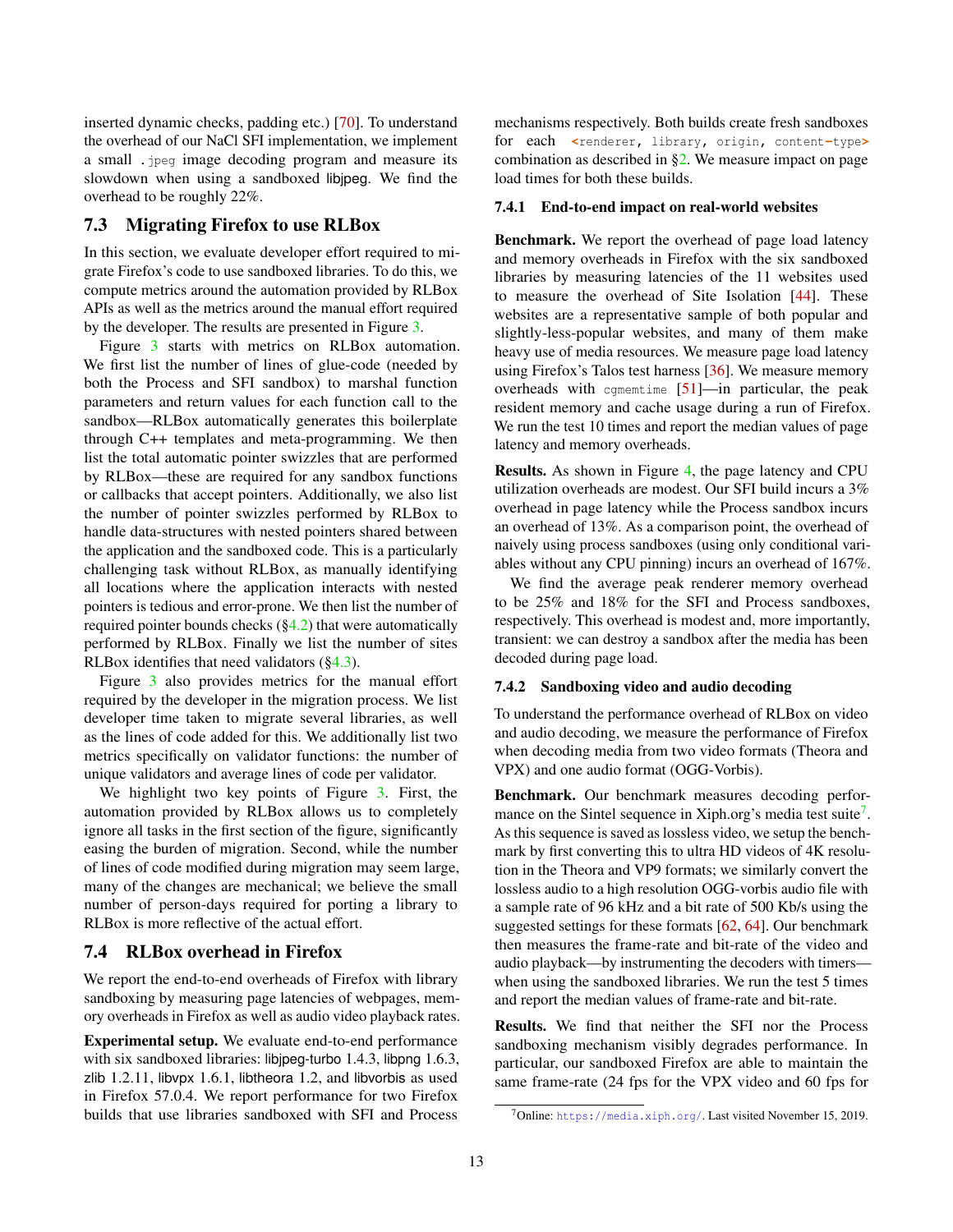inserted dynamic checks, padding etc.) [70]. To understand the overhead of our NaCl SFI implementation, we implement a small `.jpeg` image decoding program and measure its slowdown when using a sandboxed libjpeg. We find the overhead to be roughly 22%.

## 7.3 Migrating Firefox to use RLBox

In this section, we evaluate developer effort required to migrate Firefox's code to use sandboxed libraries. To do this, we compute metrics around the automation provided by RLBox APIs as well as the metrics around the manual effort required by the developer. The results are presented in Figure 3.

Figure 3 starts with metrics on RLBox automation. We first list the number of lines of glue-code (needed by both the Process and SFI sandbox) to marshal function parameters and return values for each function call to the sandbox—RLBox automatically generates this boilerplate through C++ templates and meta-programming. We then list the total automatic pointer swizzles that are performed by RLBox—these are required for any sandbox functions or callbacks that accept pointers. Additionally, we also list the number of pointer swizzles performed by RLBox to handle data-structures with nested pointers shared between the application and the sandboxed code. This is a particularly challenging task without RLBox, as manually identifying all locations where the application interacts with nested pointers is tedious and error-prone. We then list the number of required pointer bounds checks (§4.2) that were automatically performed by RLBox. Finally we list the number of sites RLBox identifies that need validators (§4.3).

Figure 3 also provides metrics for the manual effort required by the developer in the migration process. We list developer time taken to migrate several libraries, as well as the lines of code added for this. We additionally list two metrics specifically on validator functions: the number of unique validators and average lines of code per validator.

We highlight two key points of Figure 3. First, the automation provided by RLBox allows us to completely ignore all tasks in the first section of the figure, significantly easing the burden of migration. Second, while the number of lines of code modified during migration may seem large, many of the changes are mechanical; we believe the small number of person-days required for porting a library to RLBox is more reflective of the actual effort.

## 7.4 RLBox overhead in Firefox

We report the end-to-end overheads of Firefox with library sandboxing by measuring page latencies of webpages, memory overheads in Firefox as well as audio video playback rates.

**Experimental setup.** We evaluate end-to-end performance with six sandboxed libraries: libjpeg-turbo 1.4.3, libpng 1.6.3, zlib 1.2.11, libvpx 1.6.1, libtheora 1.2, and libvorbis as used in Firefox 57.0.4. We report performance for two Firefox builds that use libraries sandboxed with SFI and Process mechanisms respectively. Both builds create fresh sandboxes for each `<renderer, library, origin, content-type>` combination as described in §2. We measure impact on page load times for both these builds.

### 7.4.1 End-to-end impact on real-world websites

**Benchmark.** We report the overhead of page load latency and memory overheads in Firefox with the six sandboxed libraries by measuring latencies of the 11 websites used to measure the overhead of Site Isolation [44]. These websites are a representative sample of both popular and slightly-less-popular websites, and many of them make heavy use of media resources. We measure page load latency using Firefox's Talos test harness [36]. We measure memory overheads with `cgmemtime` [51]—in particular, the peak resident memory and cache usage during a run of Firefox. We run the test 10 times and report the median values of page latency and memory overheads.

**Results.** As shown in Figure 4, the page latency and CPU utilization overheads are modest. Our SFI build incurs a 3% overhead in page latency while the Process sandbox incurs an overhead of 13%. As a comparison point, the overhead of naively using process sandboxes (using only conditional variables without any CPU pinning) incurs an overhead of 167%.

We find the average peak renderer memory overhead to be 25% and 18% for the SFI and Process sandboxes, respectively. This overhead is modest and, more importantly, transient: we can destroy a sandbox after the media has been decoded during page load.

### 7.4.2 Sandboxing video and audio decoding

To understand the performance overhead of RLBox on video and audio decoding, we measure the performance of Firefox when decoding media from two video formats (Theora and VPX) and one audio format (OGG-Vorbis).

**Benchmark.** Our benchmark measures decoding performance on the Sintel sequence in Xiph.org's media test suite[7]. As this sequence is saved as lossless video, we setup the benchmark by first converting this to ultra HD videos of 4K resolution in the Theora and VP9 formats; we similarly convert the lossless audio to a high resolution OGG-vorbis audio file with a sample rate of 96 kHz and a bit rate of 500 Kb/s using the suggested settings for these formats [62, 64]. Our benchmark then measures the frame-rate and bit-rate of the video and audio playback—by instrumenting the decoders with timers—when using the sandboxed libraries. We run the test 5 times and report the median values of frame-rate and bit-rate.

**Results.** We find that neither the SFI nor the Process sandboxing mechanism visibly degrades performance. In particular, our sandboxed Firefox are able to maintain the same frame-rate (24 fps for the VPX video and 60 fps for

[7] Online: https://media.xiph.org/. Last visited November 15, 2019.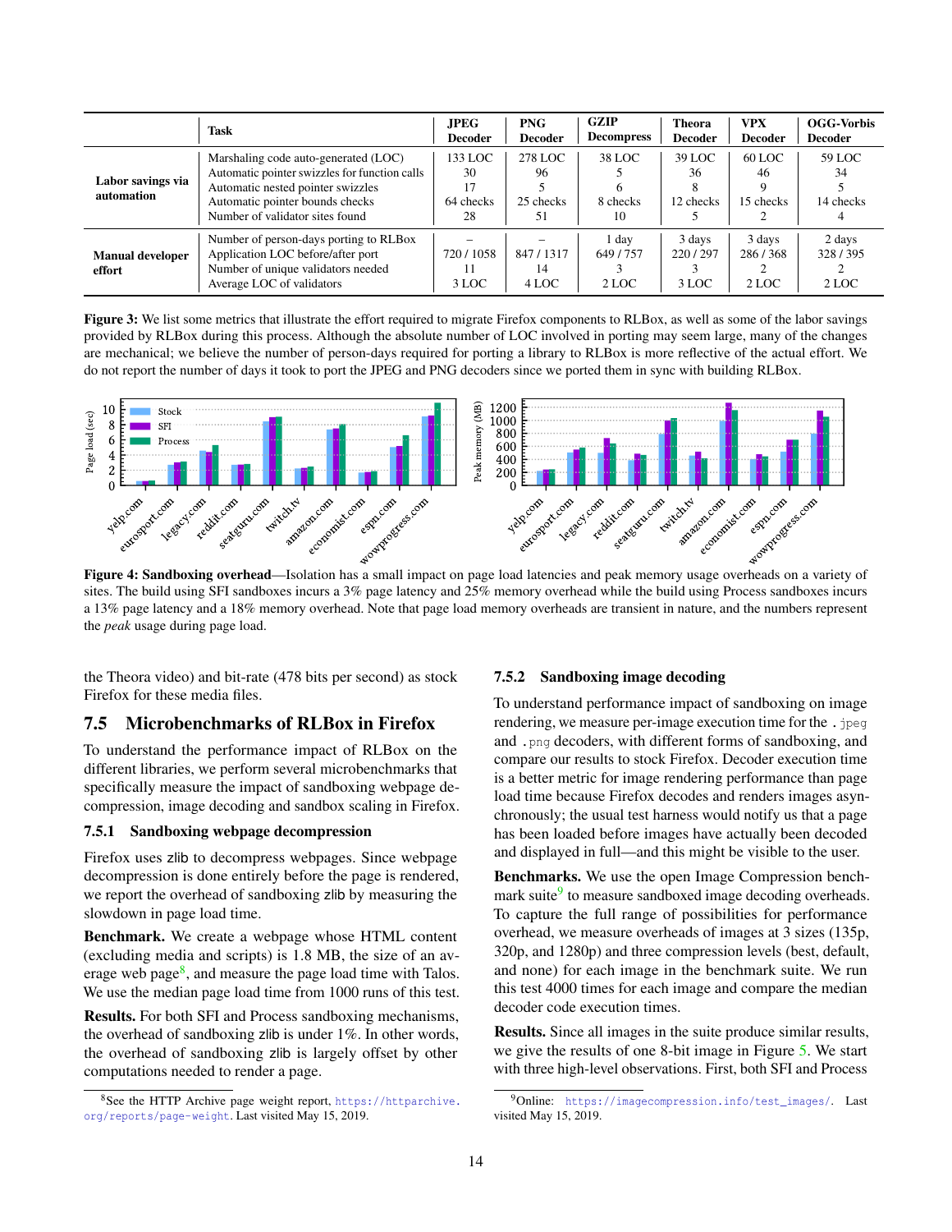|  | Task | JPEG Decoder | PNG Decoder | GZIP Decompress | Theora Decoder | VPX Decoder | OGG-Vorbis Decoder |
|---|---|---|---|---|---|---|---|
| **Labor savings via automation** | Marshaling code auto-generated (LOC) | 133 LOC | 278 LOC | 38 LOC | 39 LOC | 60 LOC | 59 LOC |
|  | Automatic pointer swizzles for function calls | 30 | 96 | 5 | 36 | 46 | 34 |
|  | Automatic nested pointer swizzles | 17 | 5 | 6 | 8 | 9 | 5 |
|  | Automatic pointer bounds checks | 64 checks | 25 checks | 8 checks | 12 checks | 15 checks | 14 checks |
|  | Number of validator sites found | 28 | 51 | 10 | 5 | 2 | 4 |
| **Manual developer effort** | Number of person-days porting to RLBox | – | – | 1 day | 3 days | 3 days | 2 days |
|  | Application LOC before/after port | 720 / 1058 | 847 / 1317 | 649 / 757 | 220 / 297 | 286 / 368 | 328 / 395 |
|  | Number of unique validators needed | 11 | 14 | 3 | 3 | 2 | 2 |
|  | Average LOC of validators | 3 LOC | 4 LOC | 2 LOC | 3 LOC | 2 LOC | 2 LOC |

**Figure 3:** We list some metrics that illustrate the effort required to migrate Firefox components to RLBox, as well as some of the labor savings provided by RLBox during this process. Although the absolute number of LOC involved in porting may seem large, many of the changes are mechanical; we believe the number of person-days required for porting a library to RLBox is more reflective of the actual effort. We do not report the number of days it took to port the JPEG and PNG decoders since we ported them in sync with building RLBox.

**Figure 4: Sandboxing overhead**—Isolation has a small impact on page load latencies and peak memory usage overheads on a variety of sites. The build using SFI sandboxes incurs a 3% page latency and 25% memory overhead while the build using Process sandboxes incurs a 13% page latency and a 18% memory overhead. Note that page load memory overheads are transient in nature, and the numbers represent the *peak* usage during page load.

the Theora video) and bit-rate (478 bits per second) as stock Firefox for these media files.

## 7.5 Microbenchmarks of RLBox in Firefox

To understand the performance impact of RLBox on the different libraries, we perform several microbenchmarks that specifically measure the impact of sandboxing webpage decompression, image decoding and sandbox scaling in Firefox.

### 7.5.1 Sandboxing webpage decompression

Firefox uses zlib to decompress webpages. Since webpage decompression is done entirely before the page is rendered, we report the overhead of sandboxing zlib by measuring the slowdown in page load time.

**Benchmark.** We create a webpage whose HTML content (excluding media and scripts) is 1.8 MB, the size of an average web page[8], and measure the page load time with Talos. We use the median page load time from 1000 runs of this test.

**Results.** For both SFI and Process sandboxing mechanisms, the overhead of sandboxing zlib is under 1%. In other words, the overhead of sandboxing zlib is largely offset by other computations needed to render a page.

[8] See the HTTP Archive page weight report, https://httparchive.org/reports/page-weight. Last visited May 15, 2019.

### 7.5.2 Sandboxing image decoding

To understand performance impact of sandboxing on image rendering, we measure per-image execution time for the .jpeg and .png decoders, with different forms of sandboxing, and compare our results to stock Firefox. Decoder execution time is a better metric for image rendering performance than page load time because Firefox decodes and renders images asynchronously; the usual test harness would notify us that a page has been loaded before images have actually been decoded and displayed in full—and this might be visible to the user.

**Benchmarks.** We use the open Image Compression benchmark suite[9] to measure sandboxed image decoding overheads. To capture the full range of possibilities for performance overhead, we measure overheads of images at 3 sizes (135p, 320p, and 1280p) and three compression levels (best, default, and none) for each image in the benchmark suite. We run this test 4000 times for each image and compare the median decoder code execution times.

**Results.** Since all images in the suite produce similar results, we give the results of one 8-bit image in Figure 5. We start with three high-level observations. First, both SFI and Process

[9] Online: https://imagecompression.info/test_images/. Last visited May 15, 2019.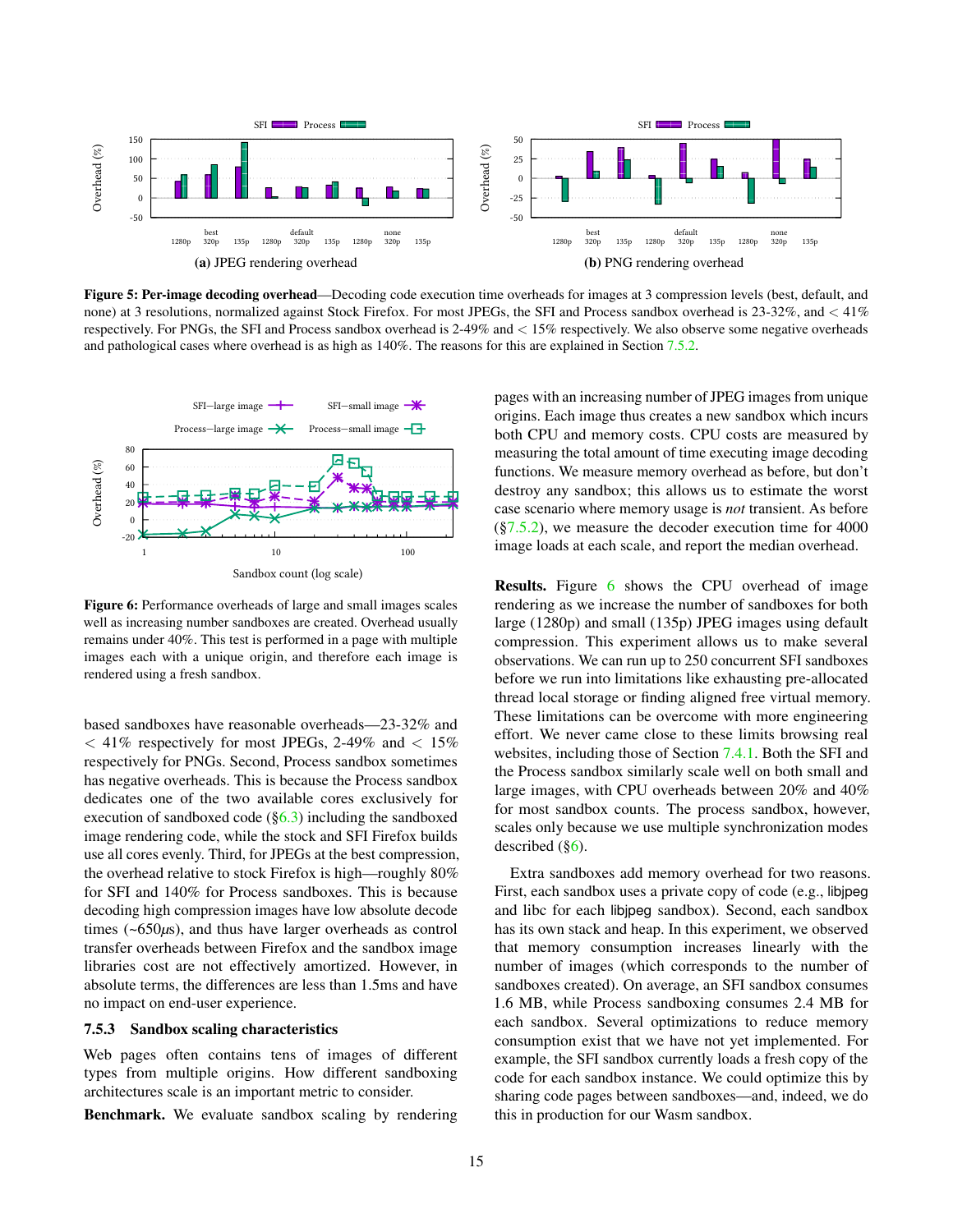**Figure 5: Per-image decoding overhead**—Decoding code execution time overheads for images at 3 compression levels (best, default, and none) at 3 resolutions, normalized against Stock Firefox. For most JPEGs, the SFI and Process sandbox overhead is 23-32%, and < 41% respectively. For PNGs, the SFI and Process sandbox overhead is 2-49% and < 15% respectively. We also observe some negative overheads and pathological cases where overhead is as high as 140%. The reasons for this are explained in Section 7.5.2.

**Figure 6:** Performance overheads of large and small images scales well as increasing number sandboxes are created. Overhead usually remains under 40%. This test is performed in a page with multiple images each with a unique origin, and therefore each image is rendered using a fresh sandbox.

based sandboxes have reasonable overheads—23-32% and < 41% respectively for most JPEGs, 2-49% and < 15% respectively for PNGs. Second, Process sandbox sometimes has negative overheads. This is because the Process sandbox dedicates one of the two available cores exclusively for execution of sandboxed code (§6.3) including the sandboxed image rendering code, while the stock and SFI Firefox builds use all cores evenly. Third, for JPEGs at the best compression, the overhead relative to stock Firefox is high—roughly 80% for SFI and 140% for Process sandboxes. This is because decoding high compression images have low absolute decode times (~650$\mu$s), and thus have larger overheads as control transfer overheads between Firefox and the sandbox image libraries cost are not effectively amortized. However, in absolute terms, the differences are less than 1.5ms and have no impact on end-user experience.

### 7.5.3 Sandbox scaling characteristics

Web pages often contains tens of images of different types from multiple origins. How different sandboxing architectures scale is an important metric to consider.

**Benchmark.** We evaluate sandbox scaling by rendering pages with an increasing number of JPEG images from unique origins. Each image thus creates a new sandbox which incurs both CPU and memory costs. CPU costs are measured by measuring the total amount of time executing image decoding functions. We measure memory overhead as before, but don't destroy any sandbox; this allows us to estimate the worst case scenario where memory usage is *not* transient. As before (§7.5.2), we measure the decoder execution time for 4000 image loads at each scale, and report the median overhead.

**Results.** Figure 6 shows the CPU overhead of image rendering as we increase the number of sandboxes for both large (1280p) and small (135p) JPEG images using default compression. This experiment allows us to make several observations. We can run up to 250 concurrent SFI sandboxes before we run into limitations like exhausting pre-allocated thread local storage or finding aligned free virtual memory. These limitations can be overcome with more engineering effort. We never came close to these limits browsing real websites, including those of Section 7.4.1. Both the SFI and the Process sandbox similarly scale well on both small and large images, with CPU overheads between 20% and 40% for most sandbox counts. The process sandbox, however, scales only because we use multiple synchronization modes described (§6).

Extra sandboxes add memory overhead for two reasons. First, each sandbox uses a private copy of code (e.g., libjpeg and libc for each libjpeg sandbox). Second, each sandbox has its own stack and heap. In this experiment, we observed that memory consumption increases linearly with the number of images (which corresponds to the number of sandboxes created). On average, an SFI sandbox consumes 1.6 MB, while Process sandboxing consumes 2.4 MB for each sandbox. Several optimizations to reduce memory consumption exist that we have not yet implemented. For example, the SFI sandbox currently loads a fresh copy of the code for each sandbox instance. We could optimize this by sharing code pages between sandboxes—and, indeed, we do this in production for our Wasm sandbox.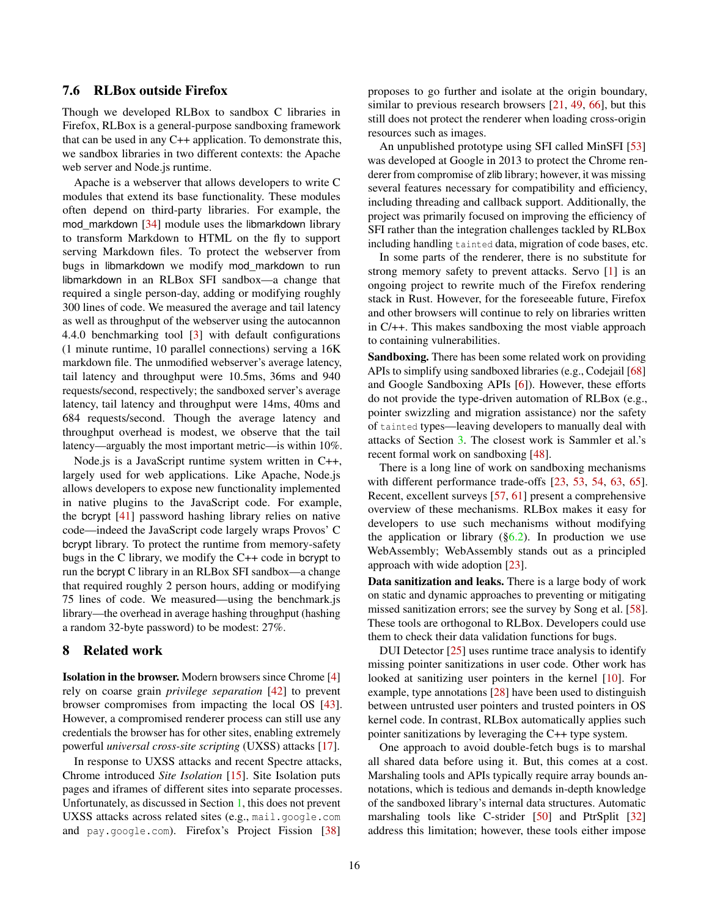### 7.6 RLBox outside Firefox

Though we developed RLBox to sandbox C libraries in Firefox, RLBox is a general-purpose sandboxing framework that can be used in any C++ application. To demonstrate this, we sandbox libraries in two different contexts: the Apache web server and Node.js runtime.

Apache is a webserver that allows developers to write C modules that extend its base functionality. These modules often depend on third-party libraries. For example, the mod_markdown [34] module uses the libmarkdown library to transform Markdown to HTML on the fly to support serving Markdown files. To protect the webserver from bugs in libmarkdown we modify mod_markdown to run libmarkdown in an RLBox SFI sandbox—a change that required a single person-day, adding or modifying roughly 300 lines of code. We measured the average and tail latency as well as throughput of the webserver using the autocannon 4.4.0 benchmarking tool [3] with default configurations (1 minute runtime, 10 parallel connections) serving a 16K markdown file. The unmodified webserver's average latency, tail latency and throughput were 10.5ms, 36ms and 940 requests/second, respectively; the sandboxed server's average latency, tail latency and throughput were 14ms, 40ms and 684 requests/second. Though the average latency and throughput overhead is modest, we observe that the tail latency—arguably the most important metric—is within 10%.

Node.js is a JavaScript runtime system written in C++, largely used for web applications. Like Apache, Node.js allows developers to expose new functionality implemented in native plugins to the JavaScript code. For example, the bcrypt [41] password hashing library relies on native code—indeed the JavaScript code largely wraps Provos' C bcrypt library. To protect the runtime from memory-safety bugs in the C library, we modify the C++ code in bcrypt to run the bcrypt C library in an RLBox SFI sandbox—a change that required roughly 2 person hours, adding or modifying 75 lines of code. We measured—using the benchmark.js library—the overhead in average hashing throughput (hashing a random 32-byte password) to be modest: 27%.

## 8 Related work

**Isolation in the browser.** Modern browsers since Chrome [4] rely on coarse grain *privilege separation* [42] to prevent browser compromises from impacting the local OS [43]. However, a compromised renderer process can still use any credentials the browser has for other sites, enabling extremely powerful *universal cross-site scripting* (UXSS) attacks [17].

In response to UXSS attacks and recent Spectre attacks, Chrome introduced *Site Isolation* [15]. Site Isolation puts pages and iframes of different sites into separate processes. Unfortunately, as discussed in Section 1, this does not prevent UXSS attacks across related sites (e.g., `mail.google.com` and `pay.google.com`). Firefox's Project Fission [38] proposes to go further and isolate at the origin boundary, similar to previous research browsers [21, 49, 66], but this still does not protect the renderer when loading cross-origin resources such as images.

An unpublished prototype using SFI called MinSFI [53] was developed at Google in 2013 to protect the Chrome renderer from compromise of zlib library; however, it was missing several features necessary for compatibility and efficiency, including threading and callback support. Additionally, the project was primarily focused on improving the efficiency of SFI rather than the integration challenges tackled by RLBox including handling `tainted` data, migration of code bases, etc.

In some parts of the renderer, there is no substitute for strong memory safety to prevent attacks. Servo [1] is an ongoing project to rewrite much of the Firefox rendering stack in Rust. However, for the foreseeable future, Firefox and other browsers will continue to rely on libraries written in C/++. This makes sandboxing the most viable approach to containing vulnerabilities.

**Sandboxing.** There has been some related work on providing APIs to simplify using sandboxed libraries (e.g., Codejail [68] and Google Sandboxing APIs [6]). However, these efforts do not provide the type-driven automation of RLBox (e.g., pointer swizzling and migration assistance) nor the safety of `tainted` types—leaving developers to manually deal with attacks of Section 3. The closest work is Sammler et al.'s recent formal work on sandboxing [48].

There is a long line of work on sandboxing mechanisms with different performance trade-offs [23, 53, 54, 63, 65]. Recent, excellent surveys [57, 61] present a comprehensive overview of these mechanisms. RLBox makes it easy for developers to use such mechanisms without modifying the application or library (§6.2). In production we use WebAssembly; WebAssembly stands out as a principled approach with wide adoption [23].

**Data sanitization and leaks.** There is a large body of work on static and dynamic approaches to preventing or mitigating missed sanitization errors; see the survey by Song et al. [58]. These tools are orthogonal to RLBox. Developers could use them to check their data validation functions for bugs.

DUI Detector [25] uses runtime trace analysis to identify missing pointer sanitizations in user code. Other work has looked at sanitizing user pointers in the kernel [10]. For example, type annotations [28] have been used to distinguish between untrusted user pointers and trusted pointers in OS kernel code. In contrast, RLBox automatically applies such pointer sanitizations by leveraging the C++ type system.

One approach to avoid double-fetch bugs is to marshal all shared data before using it. But, this comes at a cost. Marshaling tools and APIs typically require array bounds annotations, which is tedious and demands in-depth knowledge of the sandboxed library's internal data structures. Automatic marshaling tools like C-strider [50] and PtrSplit [32] address this limitation; however, these tools either impose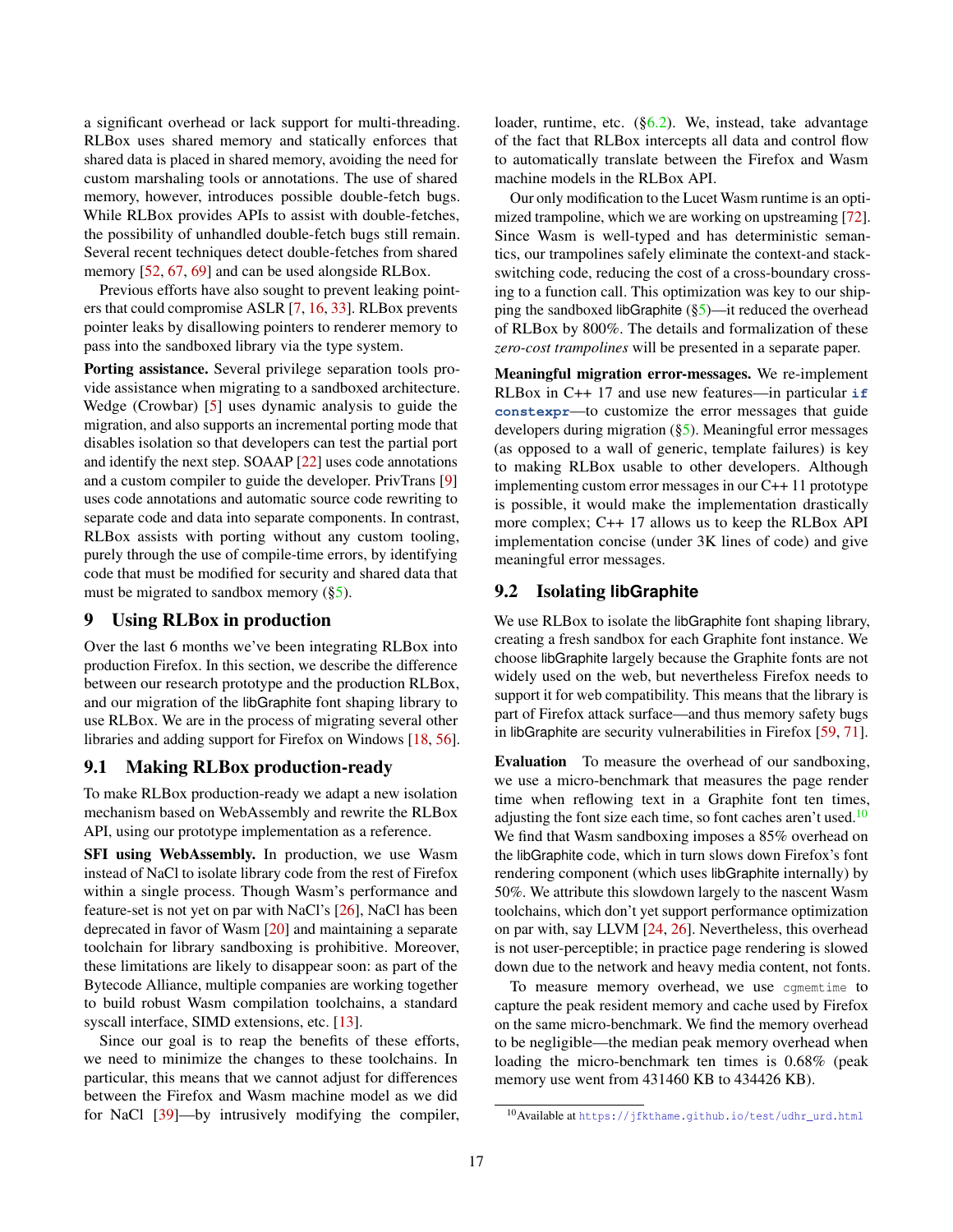a significant overhead or lack support for multi-threading. RLBox uses shared memory and statically enforces that shared data is placed in shared memory, avoiding the need for custom marshaling tools or annotations. The use of shared memory, however, introduces possible double-fetch bugs. While RLBox provides APIs to assist with double-fetches, the possibility of unhandled double-fetch bugs still remain. Several recent techniques detect double-fetches from shared memory [52, 67, 69] and can be used alongside RLBox.

Previous efforts have also sought to prevent leaking pointers that could compromise ASLR [7, 16, 33]. RLBox prevents pointer leaks by disallowing pointers to renderer memory to pass into the sandboxed library via the type system.

**Porting assistance.** Several privilege separation tools provide assistance when migrating to a sandboxed architecture. Wedge (Crowbar) [5] uses dynamic analysis to guide the migration, and also supports an incremental porting mode that disables isolation so that developers can test the partial port and identify the next step. SOAAP [22] uses code annotations and a custom compiler to guide the developer. PrivTrans [9] uses code annotations and automatic source code rewriting to separate code and data into separate components. In contrast, RLBox assists with porting without any custom tooling, purely through the use of compile-time errors, by identifying code that must be modified for security and shared data that must be migrated to sandbox memory (§5).

## 9 Using RLBox in production

Over the last 6 months we've been integrating RLBox into production Firefox. In this section, we describe the difference between our research prototype and the production RLBox, and our migration of the libGraphite font shaping library to use RLBox. We are in the process of migrating several other libraries and adding support for Firefox on Windows [18, 56].

### 9.1 Making RLBox production-ready

To make RLBox production-ready we adapt a new isolation mechanism based on WebAssembly and rewrite the RLBox API, using our prototype implementation as a reference.

**SFI using WebAssembly.** In production, we use Wasm instead of NaCl to isolate library code from the rest of Firefox within a single process. Though Wasm's performance and feature-set is not yet on par with NaCl's [26], NaCl has been deprecated in favor of Wasm [20] and maintaining a separate toolchain for library sandboxing is prohibitive. Moreover, these limitations are likely to disappear soon: as part of the Bytecode Alliance, multiple companies are working together to build robust Wasm compilation toolchains, a standard syscall interface, SIMD extensions, etc. [13].

Since our goal is to reap the benefits of these efforts, we need to minimize the changes to these toolchains. In particular, this means that we cannot adjust for differences between the Firefox and Wasm machine model as we did for NaCl [39]—by intrusively modifying the compiler, loader, runtime, etc. (§6.2). We, instead, take advantage of the fact that RLBox intercepts all data and control flow to automatically translate between the Firefox and Wasm machine models in the RLBox API.

Our only modification to the Lucet Wasm runtime is an optimized trampoline, which we are working on upstreaming [72]. Since Wasm is well-typed and has deterministic semantics, our trampolines safely eliminate the context-and stack-switching code, reducing the cost of a cross-boundary crossing to a function call. This optimization was key to our shipping the sandboxed libGraphite (§5)—it reduced the overhead of RLBox by 800%. The details and formalization of these *zero-cost trampolines* will be presented in a separate paper.

**Meaningful migration error-messages.** We re-implement RLBox in C++ 17 and use new features—in particular `if constexpr`—to customize the error messages that guide developers during migration (§5). Meaningful error messages (as opposed to a wall of generic, template failures) is key to making RLBox usable to other developers. Although implementing custom error messages in our C++ 11 prototype is possible, it would make the implementation drastically more complex; C++ 17 allows us to keep the RLBox API implementation concise (under 3K lines of code) and give meaningful error messages.

### 9.2 Isolating libGraphite

We use RLBox to isolate the libGraphite font shaping library, creating a fresh sandbox for each Graphite font instance. We choose libGraphite largely because the Graphite fonts are not widely used on the web, but nevertheless Firefox needs to support it for web compatibility. This means that the library is part of Firefox attack surface—and thus memory safety bugs in libGraphite are security vulnerabilities in Firefox [59, 71].

**Evaluation** To measure the overhead of our sandboxing, we use a micro-benchmark that measures the page render time when reflowing text in a Graphite font ten times, adjusting the font size each time, so font caches aren't used.[10] We find that Wasm sandboxing imposes a 85% overhead on the libGraphite code, which in turn slows down Firefox's font rendering component (which uses libGraphite internally) by 50%. We attribute this slowdown largely to the nascent Wasm toolchains, which don't yet support performance optimization on par with, say LLVM [24, 26]. Nevertheless, this overhead is not user-perceptible; in practice page rendering is slowed down due to the network and heavy media content, not fonts.

To measure memory overhead, we use `cgmemtime` to capture the peak resident memory and cache used by Firefox on the same micro-benchmark. We find the memory overhead to be negligible—the median peak memory overhead when loading the micro-benchmark ten times is 0.68% (peak memory use went from 431460 KB to 434426 KB).

[10] Available at https://jfkthame.github.io/test/udhr_urd.html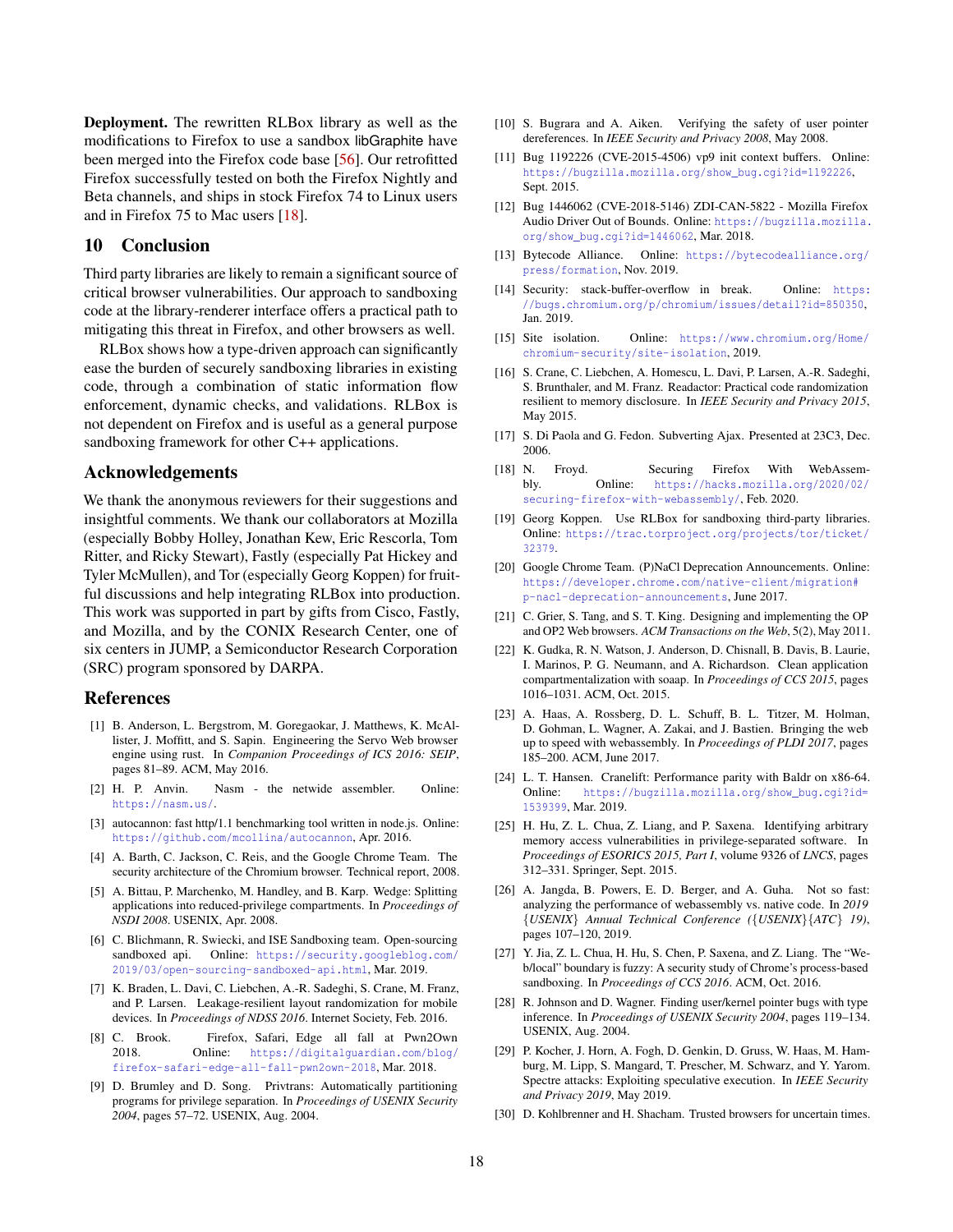**Deployment.** The rewritten RLBox library as well as the modifications to Firefox to use a sandbox libGraphite have been merged into the Firefox code base [56]. Our retrofitted Firefox successfully tested on both the Firefox Nightly and Beta channels, and ships in stock Firefox 74 to Linux users and in Firefox 75 to Mac users [18].

## 10 Conclusion

Third party libraries are likely to remain a significant source of critical browser vulnerabilities. Our approach to sandboxing code at the library-renderer interface offers a practical path to mitigating this threat in Firefox, and other browsers as well.

RLBox shows how a type-driven approach can significantly ease the burden of securely sandboxing libraries in existing code, through a combination of static information flow enforcement, dynamic checks, and validations. RLBox is not dependent on Firefox and is useful as a general purpose sandboxing framework for other C++ applications.

## Acknowledgements

We thank the anonymous reviewers for their suggestions and insightful comments. We thank our collaborators at Mozilla (especially Bobby Holley, Jonathan Kew, Eric Rescorla, Tom Ritter, and Ricky Stewart), Fastly (especially Pat Hickey and Tyler McMullen), and Tor (especially Georg Koppen) for fruitful discussions and help integrating RLBox into production. This work was supported in part by gifts from Cisco, Fastly, and Mozilla, and by the CONIX Research Center, one of six centers in JUMP, a Semiconductor Research Corporation (SRC) program sponsored by DARPA.

## References

[1] B. Anderson, L. Bergstrom, M. Goregaokar, J. Matthews, K. McAllister, J. Moffitt, and S. Sapin. Engineering the Servo Web browser engine using rust. In *Companion Proceedings of ICS 2016: SEIP*, pages 81–89. ACM, May 2016.

[2] H. P. Anvin. Nasm - the netwide assembler. Online: https://nasm.us/.

[3] autocannon: fast http/1.1 benchmarking tool written in node.js. Online: https://github.com/mcollina/autocannon, Apr. 2016.

[4] A. Barth, C. Jackson, C. Reis, and the Google Chrome Team. The security architecture of the Chromium browser. Technical report, 2008.

[5] A. Bittau, P. Marchenko, M. Handley, and B. Karp. Wedge: Splitting applications into reduced-privilege compartments. In *Proceedings of NSDI 2008*. USENIX, Apr. 2008.

[6] C. Blichmann, R. Swiecki, and ISE Sandboxing team. Open-sourcing sandboxed api. Online: https://security.googleblog.com/2019/03/open-sourcing-sandboxed-api.html, Mar. 2019.

[7] K. Braden, L. Davi, C. Liebchen, A.-R. Sadeghi, S. Crane, M. Franz, and P. Larsen. Leakage-resilient layout randomization for mobile devices. In *Proceedings of NDSS 2016*. Internet Society, Feb. 2016.

[8] C. Brook. Firefox, Safari, Edge all fall at Pwn2Own 2018. Online: https://digitalguardian.com/blog/firefox-safari-edge-all-fall-pwn2own-2018, Mar. 2018.

[9] D. Brumley and D. Song. Privtrans: Automatically partitioning programs for privilege separation. In *Proceedings of USENIX Security 2004*, pages 57–72. USENIX, Aug. 2004.

[10] S. Bugrara and A. Aiken. Verifying the safety of user pointer dereferences. In *IEEE Security and Privacy 2008*, May 2008.

[11] Bug 1192226 (CVE-2015-4506) vp9 init context buffers. Online: https://bugzilla.mozilla.org/show_bug.cgi?id=1192226, Sept. 2015.

[12] Bug 1446062 (CVE-2018-5146) ZDI-CAN-5822 - Mozilla Firefox Audio Driver Out of Bounds. Online: https://bugzilla.mozilla.org/show_bug.cgi?id=1446062, Mar. 2018.

[13] Bytecode Alliance. Online: https://bytecodealliance.org/press/formation, Nov. 2019.

[14] Security: stack-buffer-overflow in break. Online: https://bugs.chromium.org/p/chromium/issues/detail?id=850350, Jan. 2019.

[15] Site isolation. Online: https://www.chromium.org/Home/chromium-security/site-isolation, 2019.

[16] S. Crane, C. Liebchen, A. Homescu, L. Davi, P. Larsen, A.-R. Sadeghi, S. Brunthaler, and M. Franz. Readactor: Practical code randomization resilient to memory disclosure. In *IEEE Security and Privacy 2015*, May 2015.

[17] S. Di Paola and G. Fedon. Subverting Ajax. Presented at 23C3, Dec. 2006.

[18] N. Froyd. Securing Firefox With WebAssembly. Online: https://hacks.mozilla.org/2020/02/securing-firefox-with-webassembly/, Feb. 2020.

[19] Georg Koppen. Use RLBox for sandboxing third-party libraries. Online: https://trac.torproject.org/projects/tor/ticket/32379.

[20] Google Chrome Team. (P)NaCl Deprecation Announcements. Online: https://developer.chrome.com/native-client/migration#p-nacl-deprecation-announcements, June 2017.

[21] C. Grier, S. Tang, and S. T. King. Designing and implementing the OP and OP2 Web browsers. *ACM Transactions on the Web*, 5(2), May 2011.

[22] K. Gudka, R. N. Watson, J. Anderson, D. Chisnall, B. Davis, B. Laurie, I. Marinos, P. G. Neumann, and A. Richardson. Clean application compartmentalization with soaap. In *Proceedings of CCS 2015*, pages 1016–1031. ACM, Oct. 2015.

[23] A. Haas, A. Rossberg, D. L. Schuff, B. L. Titzer, M. Holman, D. Gohman, L. Wagner, A. Zakai, and J. Bastien. Bringing the web up to speed with webassembly. In *Proceedings of PLDI 2017*, pages 185–200. ACM, June 2017.

[24] L. T. Hansen. Cranelift: Performance parity with Baldr on x86-64. Online: https://bugzilla.mozilla.org/show_bug.cgi?id=1539399, Mar. 2019.

[25] H. Hu, Z. L. Chua, Z. Liang, and P. Saxena. Identifying arbitrary memory access vulnerabilities in privilege-separated software. In *Proceedings of ESORICS 2015, Part I*, volume 9326 of *LNCS*, pages 312–331. Springer, Sept. 2015.

[26] A. Jangda, B. Powers, E. D. Berger, and A. Guha. Not so fast: analyzing the performance of webassembly vs. native code. In *2019 {USENIX} Annual Technical Conference ({USENIX}{ATC} 19)*, pages 107–120, 2019.

[27] Y. Jia, Z. L. Chua, H. Hu, S. Chen, P. Saxena, and Z. Liang. The "Web/local" boundary is fuzzy: A security study of Chrome's process-based sandboxing. In *Proceedings of CCS 2016*. ACM, Oct. 2016.

[28] R. Johnson and D. Wagner. Finding user/kernel pointer bugs with type inference. In *Proceedings of USENIX Security 2004*, pages 119–134. USENIX, Aug. 2004.

[29] P. Kocher, J. Horn, A. Fogh, D. Genkin, D. Gruss, W. Haas, M. Hamburg, M. Lipp, S. Mangard, T. Prescher, M. Schwarz, and Y. Yarom. Spectre attacks: Exploiting speculative execution. In *IEEE Security and Privacy 2019*, May 2019.

[30] D. Kohlbrenner and H. Shacham. Trusted browsers for uncertain times.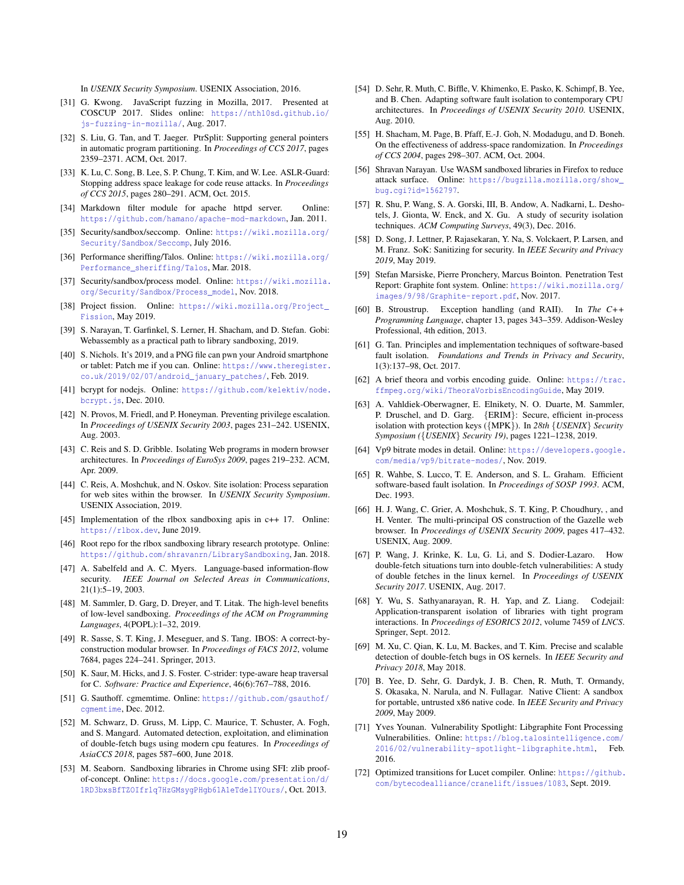In *USENIX Security Symposium*. USENIX Association, 2016.

[31] G. Kwong. JavaScript fuzzing in Mozilla, 2017. Presented at COSCUP 2017. Slides online: https://nth10sd.github.io/js-fuzzing-in-mozilla/, Aug. 2017.

[32] S. Liu, G. Tan, and T. Jaeger. PtrSplit: Supporting general pointers in automatic program partitioning. In *Proceedings of CCS 2017*, pages 2359–2371. ACM, Oct. 2017.

[33] K. Lu, C. Song, B. Lee, S. P. Chung, T. Kim, and W. Lee. ASLR-Guard: Stopping address space leakage for code reuse attacks. In *Proceedings of CCS 2015*, pages 280–291. ACM, Oct. 2015.

[34] Markdown filter module for apache httpd server. Online: https://github.com/hamano/apache-mod-markdown, Jan. 2011.

[35] Security/sandbox/seccomp. Online: https://wiki.mozilla.org/Security/Sandbox/Seccomp, July 2016.

[36] Performance sheriffing/Talos. Online: https://wiki.mozilla.org/Performance_sheriffing/Talos, Mar. 2018.

[37] Security/sandbox/process model. Online: https://wiki.mozilla.org/Security/Sandbox/Process_model, Nov. 2018.

[38] Project fission. Online: https://wiki.mozilla.org/Project_Fission, May 2019.

[39] S. Narayan, T. Garfinkel, S. Lerner, H. Shacham, and D. Stefan. Gobi: Webassembly as a practical path to library sandboxing, 2019.

[40] S. Nichols. It's 2019, and a PNG file can pwn your Android smartphone or tablet: Patch me if you can. Online: https://www.theregister.co.uk/2019/02/07/android_january_patches/, Feb. 2019.

[41] bcrypt for nodejs. Online: https://github.com/kelektiv/node.bcrypt.js, Dec. 2010.

[42] N. Provos, M. Friedl, and P. Honeyman. Preventing privilege escalation. In *Proceedings of USENIX Security 2003*, pages 231–242. USENIX, Aug. 2003.

[43] C. Reis and S. D. Gribble. Isolating Web programs in modern browser architectures. In *Proceedings of EuroSys 2009*, pages 219–232. ACM, Apr. 2009.

[44] C. Reis, A. Moshchuk, and N. Oskov. Site isolation: Process separation for web sites within the browser. In *USENIX Security Symposium*. USENIX Association, 2019.

[45] Implementation of the rlbox sandboxing apis in c++ 17. Online: https://rlbox.dev, June 2019.

[46] Root repo for the rlbox sandboxing library research prototype. Online: https://github.com/shravanrn/LibrarySandboxing, Jan. 2018.

[47] A. Sabelfeld and A. C. Myers. Language-based information-flow security. *IEEE Journal on Selected Areas in Communications*, 21(1):5–19, 2003.

[48] M. Sammler, D. Garg, D. Dreyer, and T. Litak. The high-level benefits of low-level sandboxing. *Proceedings of the ACM on Programming Languages*, 4(POPL):1–32, 2019.

[49] R. Sasse, S. T. King, J. Meseguer, and S. Tang. IBOS: A correct-by-construction modular browser. In *Proceedings of FACS 2012*, volume 7684, pages 224–241. Springer, 2013.

[50] K. Saur, M. Hicks, and J. S. Foster. C-strider: type-aware heap traversal for C. *Software: Practice and Experience*, 46(6):767–788, 2016.

[51] G. Sauthoff. cgmemtime. Online: https://github.com/gsauthof/cgmemtime, Dec. 2012.

[52] M. Schwarz, D. Gruss, M. Lipp, C. Maurice, T. Schuster, A. Fogh, and S. Mangard. Automated detection, exploitation, and elimination of double-fetch bugs using modern cpu features. In *Proceedings of AsiaCCS 2018*, pages 587–600, June 2018.

[53] M. Seaborn. Sandboxing libraries in Chrome using SFI: zlib proof-of-concept. Online: https://docs.google.com/presentation/d/1RD3bxsBfTZOIfrlq7HzGMsygPHgb61A1eTdelIYOurs/, Oct. 2013.

[54] D. Sehr, R. Muth, C. Biffle, V. Khimenko, E. Pasko, K. Schimpf, B. Yee, and B. Chen. Adapting software fault isolation to contemporary CPU architectures. In *Proceedings of USENIX Security 2010*. USENIX, Aug. 2010.

[55] H. Shacham, M. Page, B. Pfaff, E.-J. Goh, N. Modadugu, and D. Boneh. On the effectiveness of address-space randomization. In *Proceedings of CCS 2004*, pages 298–307. ACM, Oct. 2004.

[56] Shravan Narayan. Use WASM sandboxed libraries in Firefox to reduce attack surface. Online: https://bugzilla.mozilla.org/show_bug.cgi?id=1562797.

[57] R. Shu, P. Wang, S. A. Gorski, III, B. Andow, A. Nadkarni, L. Deshotels, J. Gionta, W. Enck, and X. Gu. A study of security isolation techniques. *ACM Computing Surveys*, 49(3), Dec. 2016.

[58] D. Song, J. Lettner, P. Rajasekaran, Y. Na, S. Volckaert, P. Larsen, and M. Franz. SoK: Sanitizing for security. In *IEEE Security and Privacy 2019*, May 2019.

[59] Stefan Marsiske, Pierre Pronchery, Marcus Bointon. Penetration Test Report: Graphite font system. Online: https://wiki.mozilla.org/images/9/98/Graphite-report.pdf, Nov. 2017.

[60] B. Stroustrup. Exception handling (and RAII). In *The C++ Programming Language*, chapter 13, pages 343–359. Addison-Wesley Professional, 4th edition, 2013.

[61] G. Tan. Principles and implementation techniques of software-based fault isolation. *Foundations and Trends in Privacy and Security*, 1(3):137–98, Oct. 2017.

[62] A brief theora and vorbis encoding guide. Online: https://trac.ffmpeg.org/wiki/TheoraVorbisEncodingGuide, May 2019.

[63] A. Vahldiek-Oberwagner, E. Elnikety, N. O. Duarte, M. Sammler, P. Druschel, and D. Garg. {ERIM}: Secure, efficient in-process isolation with protection keys ({MPK}). In *28th {USENIX} Security Symposium ({USENIX} Security 19)*, pages 1221–1238, 2019.

[64] Vp9 bitrate modes in detail. Online: https://developers.google.com/media/vp9/bitrate-modes/, Nov. 2019.

[65] R. Wahbe, S. Lucco, T. E. Anderson, and S. L. Graham. Efficient software-based fault isolation. In *Proceedings of SOSP 1993*. ACM, Dec. 1993.

[66] H. J. Wang, C. Grier, A. Moshchuk, S. T. King, P. Choudhury, , and H. Venter. The multi-principal OS construction of the Gazelle web browser. In *Proceedings of USENIX Security 2009*, pages 417–432. USENIX, Aug. 2009.

[67] P. Wang, J. Krinke, K. Lu, G. Li, and S. Dodier-Lazaro. How double-fetch situations turn into double-fetch vulnerabilities: A study of double fetches in the linux kernel. In *Proceedings of USENIX Security 2017*. USENIX, Aug. 2017.

[68] Y. Wu, S. Sathyanarayan, R. H. Yap, and Z. Liang. Codejail: Application-transparent isolation of libraries with tight program interactions. In *Proceedings of ESORICS 2012*, volume 7459 of *LNCS*. Springer, Sept. 2012.

[69] M. Xu, C. Qian, K. Lu, M. Backes, and T. Kim. Precise and scalable detection of double-fetch bugs in OS kernels. In *IEEE Security and Privacy 2018*, May 2018.

[70] B. Yee, D. Sehr, G. Dardyk, J. B. Chen, R. Muth, T. Ormandy, S. Okasaka, N. Narula, and N. Fullagar. Native Client: A sandbox for portable, untrusted x86 native code. In *IEEE Security and Privacy 2009*, May 2009.

[71] Yves Younan. Vulnerability Spotlight: Libgraphite Font Processing Vulnerabilities. Online: https://blog.talosintelligence.com/2016/02/vulnerability-spotlight-libgraphite.html, Feb. 2016.

[72] Optimized transitions for Lucet compiler. Online: https://github.com/bytecodealliance/cranelift/issues/1083, Sept. 2019.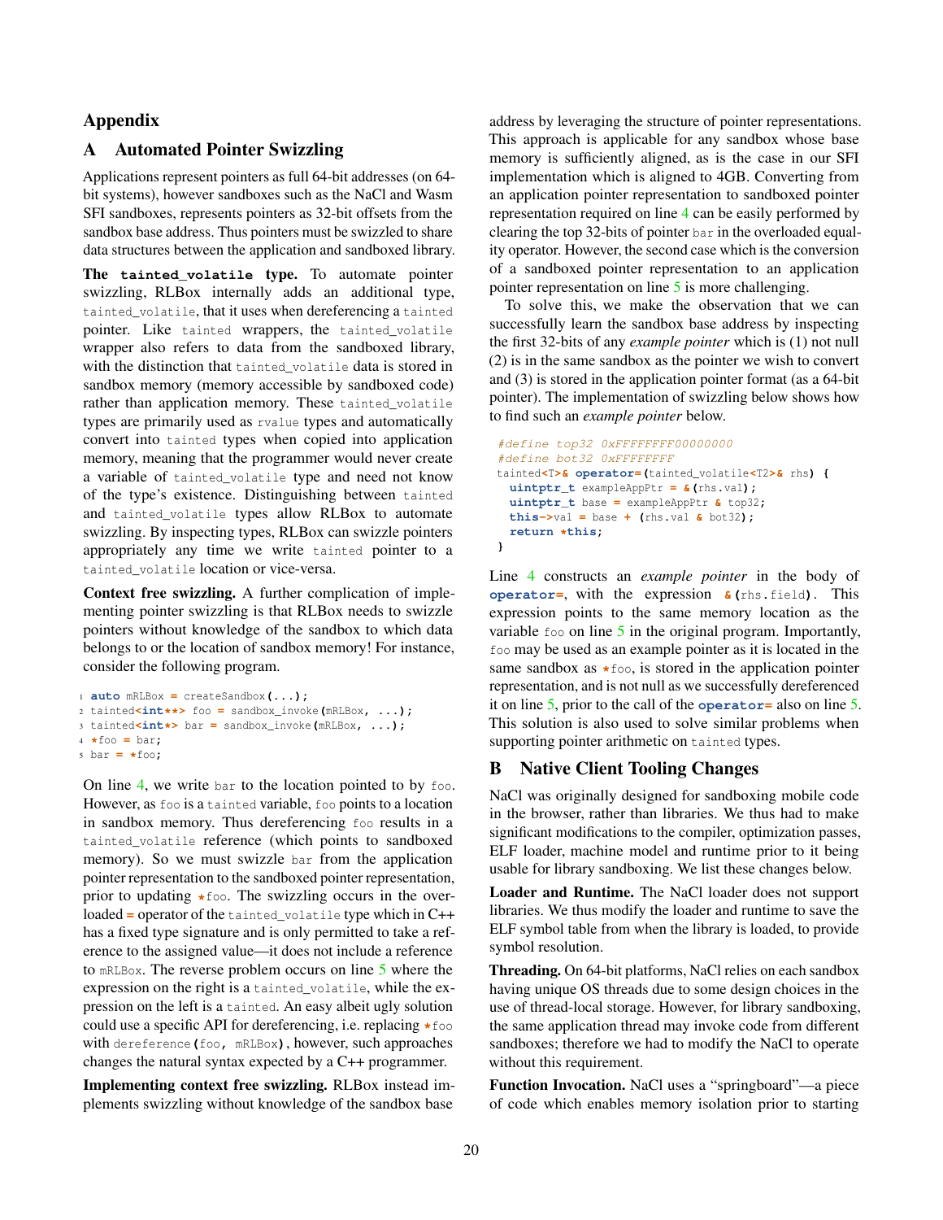# Appendix

## A Automated Pointer Swizzling

Applications represent pointers as full 64-bit addresses (on 64-bit systems), however sandboxes such as the NaCl and Wasm SFI sandboxes, represents pointers as 32-bit offsets from the sandbox base address. Thus pointers must be swizzled to share data structures between the application and sandboxed library.

**The `tainted_volatile` type.** To automate pointer swizzling, RLBox internally adds an additional type, `tainted_volatile`, that it uses when dereferencing a `tainted` pointer. Like `tainted` wrappers, the `tainted_volatile` wrapper also refers to data from the sandboxed library, with the distinction that `tainted_volatile` data is stored in sandbox memory (memory accessible by sandboxed code) rather than application memory. These `tainted_volatile` types are primarily used as `rvalue` types and automatically convert into `tainted` types when copied into application memory, meaning that the programmer would never create a variable of `tainted_volatile` type and need not know of the type's existence. Distinguishing between `tainted` and `tainted_volatile` types allow RLBox to automate swizzling. By inspecting types, RLBox can swizzle pointers appropriately any time we write `tainted` pointer to a `tainted_volatile` location or vice-versa.

**Context free swizzling.** A further complication of implementing pointer swizzling is that RLBox needs to swizzle pointers without knowledge of the sandbox to which data belongs to or the location of sandbox memory! For instance, consider the following program.

```
1 auto mRLBox = createSandbox(...);
2 tainted<int**> foo = sandbox_invoke(mRLBox, ...);
3 tainted<int*> bar = sandbox_invoke(mRLBox, ...);
4 *foo = bar;
5 bar = *foo;
```

On line 4, we write `bar` to the location pointed to by `foo`. However, as `foo` is a `tainted` variable, `foo` points to a location in sandbox memory. Thus dereferencing `foo` results in a `tainted_volatile` reference (which points to sandboxed memory). So we must swizzle `bar` from the application pointer representation to the sandboxed pointer representation, prior to updating `*foo`. The swizzling occurs in the overloaded `=` operator of the `tainted_volatile` type which in C++ has a fixed type signature and is only permitted to take a reference to the assigned value—it does not include a reference to `mRLBox`. The reverse problem occurs on line 5 where the expression on the right is a `tainted_volatile`, while the expression on the left is a `tainted`. An easy albeit ugly solution could use a specific API for dereferencing, i.e. replacing `*foo` with `dereference(foo, mRLBox)`, however, such approaches changes the natural syntax expected by a C++ programmer.

**Implementing context free swizzling.** RLBox instead implements swizzling without knowledge of the sandbox base address by leveraging the structure of pointer representations. This approach is applicable for any sandbox whose base memory is sufficiently aligned, as is the case in our SFI implementation which is aligned to 4GB. Converting from an application pointer representation to sandboxed pointer representation required on line 4 can be easily performed by clearing the top 32-bits of pointer `bar` in the overloaded equality operator. However, the second case which is the conversion of a sandboxed pointer representation to an application pointer representation on line 5 is more challenging.

To solve this, we make the observation that we can successfully learn the sandbox base address by inspecting the first 32-bits of any *example pointer* which is (1) not null (2) is in the same sandbox as the pointer we wish to convert and (3) is stored in the application pointer format (as a 64-bit pointer). The implementation of swizzling below shows how to find such an *example pointer* below.

```
#define top32 0xFFFFFFFF00000000
#define bot32 0xFFFFFFFF
tainted<T>& operator=(tainted_volatile<T2>& rhs) {
  uintptr_t exampleAppPtr = &(rhs.val);
  uintptr_t base = exampleAppPtr & top32;
  this->val = base + (rhs.val & bot32);
  return *this;
}
```

Line 4 constructs an *example pointer* in the body of `operator=`, with the expression `&(rhs.field)`. This expression points to the same memory location as the variable `foo` on line 5 in the original program. Importantly, `foo` may be used as an example pointer as it is located in the same sandbox as `*foo`, is stored in the application pointer representation, and is not null as we successfully dereferenced it on line 5, prior to the call of the `operator=` also on line 5. This solution is also used to solve similar problems when supporting pointer arithmetic on `tainted` types.

## B Native Client Tooling Changes

NaCl was originally designed for sandboxing mobile code in the browser, rather than libraries. We thus had to make significant modifications to the compiler, optimization passes, ELF loader, machine model and runtime prior to it being usable for library sandboxing. We list these changes below.

**Loader and Runtime.** The NaCl loader does not support libraries. We thus modify the loader and runtime to save the ELF symbol table from when the library is loaded, to provide symbol resolution.

**Threading.** On 64-bit platforms, NaCl relies on each sandbox having unique OS threads due to some design choices in the use of thread-local storage. However, for library sandboxing, the same application thread may invoke code from different sandboxes; therefore we had to modify the NaCl to operate without this requirement.

**Function Invocation.** NaCl uses a "springboard"—a piece of code which enables memory isolation prior to starting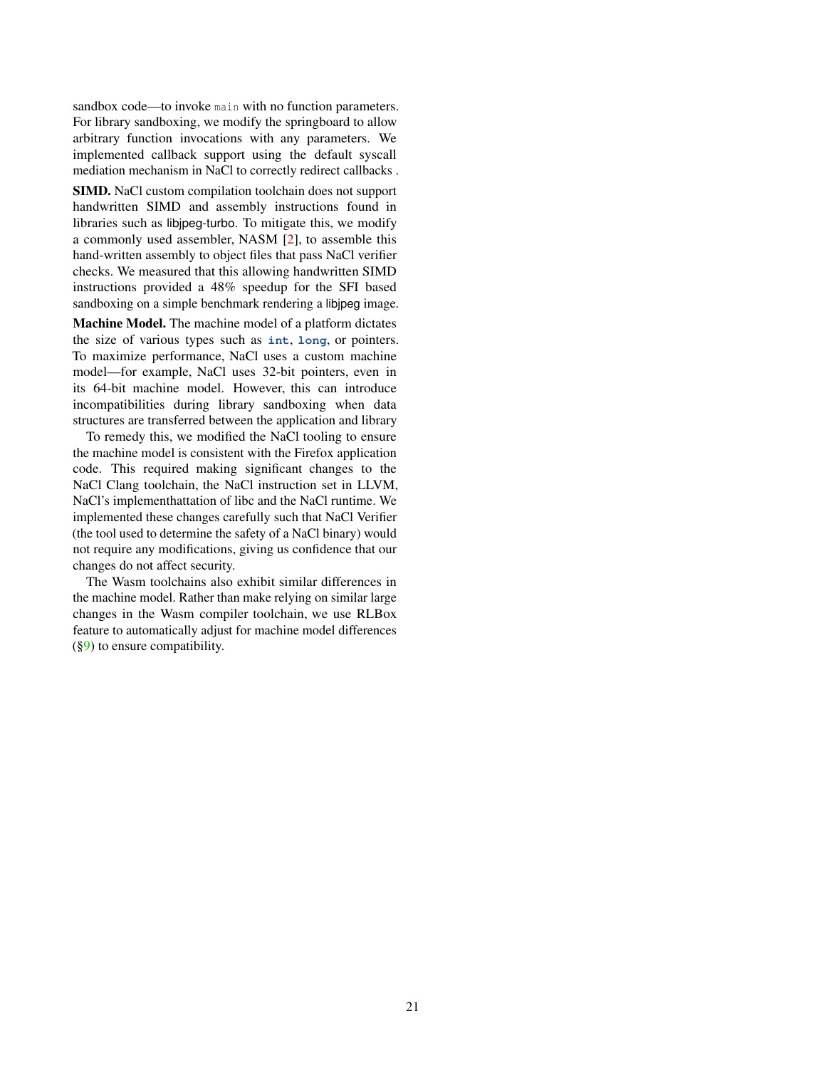sandbox code—to invoke `main` with no function parameters. For library sandboxing, we modify the springboard to allow arbitrary function invocations with any parameters. We implemented callback support using the default syscall mediation mechanism in NaCl to correctly redirect callbacks .

**SIMD.** NaCl custom compilation toolchain does not support handwritten SIMD and assembly instructions found in libraries such as libjpeg-turbo. To mitigate this, we modify a commonly used assembler, NASM [2], to assemble this hand-written assembly to object files that pass NaCl verifier checks. We measured that this allowing handwritten SIMD instructions provided a 48% speedup for the SFI based sandboxing on a simple benchmark rendering a libjpeg image.

**Machine Model.** The machine model of a platform dictates the size of various types such as `int`, `long`, or pointers. To maximize performance, NaCl uses a custom machine model—for example, NaCl uses 32-bit pointers, even in its 64-bit machine model. However, this can introduce incompatibilities during library sandboxing when data structures are transferred between the application and library

To remedy this, we modified the NaCl tooling to ensure the machine model is consistent with the Firefox application code. This required making significant changes to the NaCl Clang toolchain, the NaCl instruction set in LLVM, NaCl's implementhattation of libc and the NaCl runtime. We implemented these changes carefully such that NaCl Verifier (the tool used to determine the safety of a NaCl binary) would not require any modifications, giving us confidence that our changes do not affect security.

The Wasm toolchains also exhibit similar differences in the machine model. Rather than make relying on similar large changes in the Wasm compiler toolchain, we use RLBox feature to automatically adjust for machine model differences (§9) to ensure compatibility.